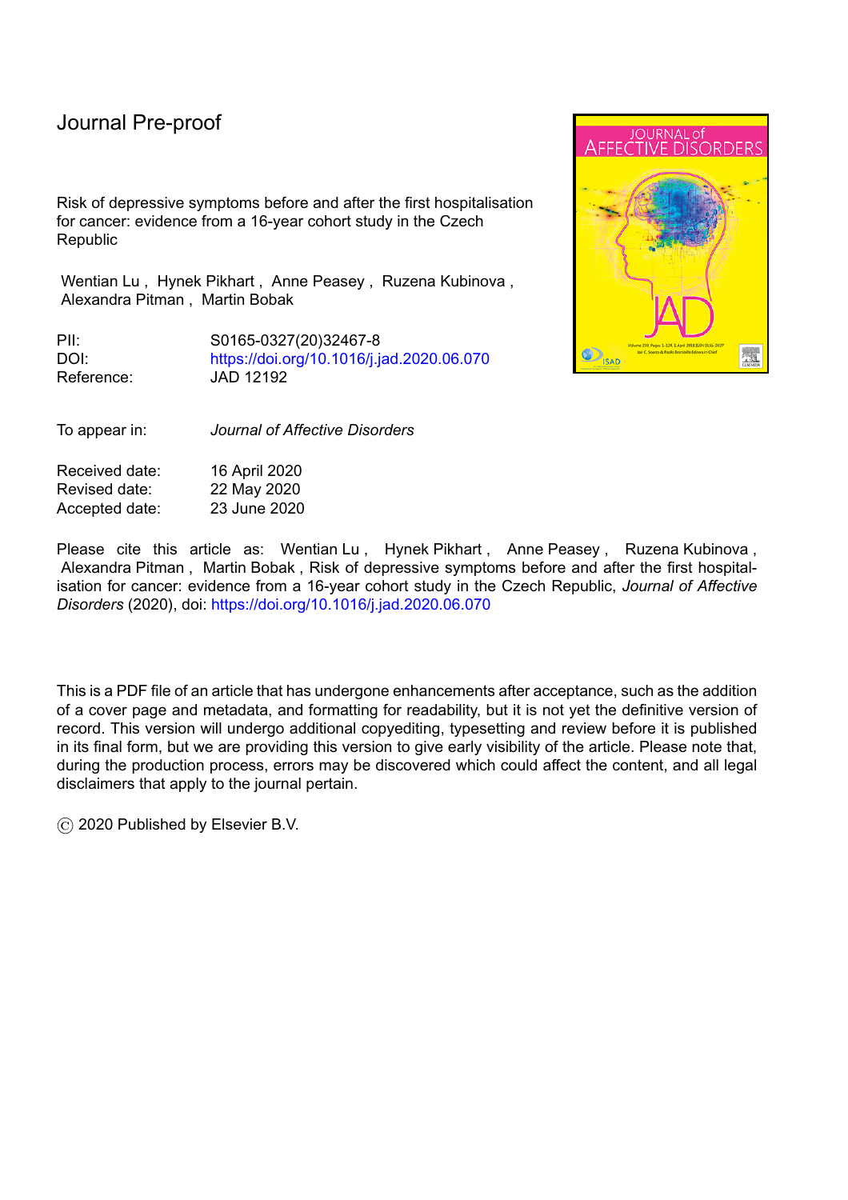Journal Pre-proof

Risk of depressive symptoms before and after the first hospitalisation for cancer: evidence from a 16-year cohort study in the Czech Republic

Wentian Lu , Hynek Pikhart , Anne Peasey , Ruzena Kubinova , Alexandra Pitman , Martin Bobak

PII: S0165-0327(20)32467-8
DOI: https://doi.org/10.1016/j.jad.2020.06.070
Reference: JAD 12192

To appear in: *Journal of Affective Disorders*

Received date: 16 April 2020
Revised date: 22 May 2020
Accepted date: 23 June 2020

Please cite this article as: Wentian Lu , Hynek Pikhart , Anne Peasey , Ruzena Kubinova , Alexandra Pitman , Martin Bobak , Risk of depressive symptoms before and after the first hospitalisation for cancer: evidence from a 16-year cohort study in the Czech Republic, *Journal of Affective Disorders* (2020), doi: https://doi.org/10.1016/j.jad.2020.06.070

This is a PDF file of an article that has undergone enhancements after acceptance, such as the addition of a cover page and metadata, and formatting for readability, but it is not yet the definitive version of record. This version will undergo additional copyediting, typesetting and review before it is published in its final form, but we are providing this version to give early visibility of the article. Please note that, during the production process, errors may be discovered which could affect the content, and all legal disclaimers that apply to the journal pertain.

© 2020 Published by Elsevier B.V.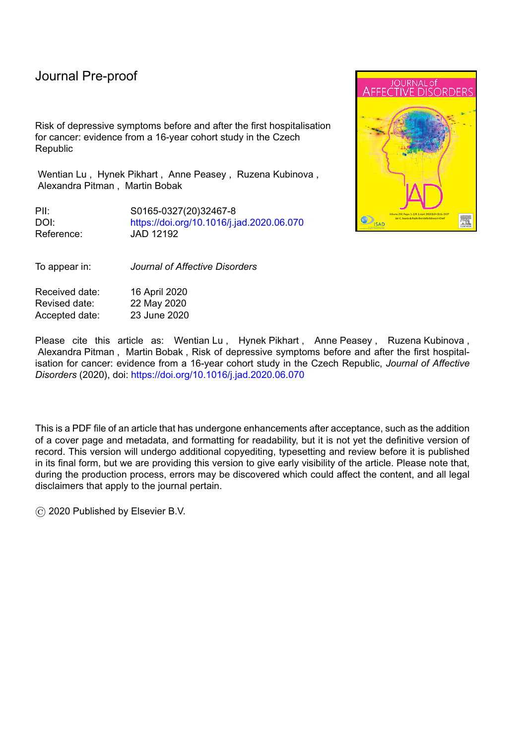Journal Pre-proof

Risk of depressive symptoms before and after the first hospitalisation for cancer: evidence from a 16-year cohort study in the Czech Republic

Wentian Lu , Hynek Pikhart , Anne Peasey , Ruzena Kubinova , Alexandra Pitman , Martin Bobak

PII: S0165-0327(20)32467-8
DOI: https://doi.org/10.1016/j.jad.2020.06.070
Reference: JAD 12192

To appear in: *Journal of Affective Disorders*

Received date: 16 April 2020
Revised date: 22 May 2020
Accepted date: 23 June 2020

Please cite this article as: Wentian Lu , Hynek Pikhart , Anne Peasey , Ruzena Kubinova , Alexandra Pitman , Martin Bobak , Risk of depressive symptoms before and after the first hospitalisation for cancer: evidence from a 16-year cohort study in the Czech Republic, *Journal of Affective Disorders* (2020), doi: https://doi.org/10.1016/j.jad.2020.06.070

This is a PDF file of an article that has undergone enhancements after acceptance, such as the addition of a cover page and metadata, and formatting for readability, but it is not yet the definitive version of record. This version will undergo additional copyediting, typesetting and review before it is published in its final form, but we are providing this version to give early visibility of the article. Please note that, during the production process, errors may be discovered which could affect the content, and all legal disclaimers that apply to the journal pertain.

© 2020 Published by Elsevier B.V.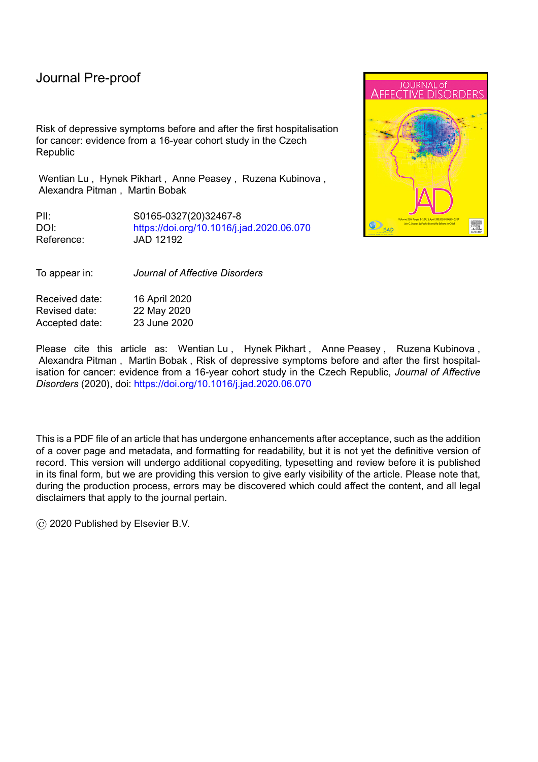Journal Pre-proof

Risk of depressive symptoms before and after the first hospitalisation for cancer: evidence from a 16-year cohort study in the Czech Republic

Wentian Lu , Hynek Pikhart , Anne Peasey , Ruzena Kubinova , Alexandra Pitman , Martin Bobak

PII: S0165-0327(20)32467-8
DOI: https://doi.org/10.1016/j.jad.2020.06.070
Reference: JAD 12192

To appear in: *Journal of Affective Disorders*

Received date: 16 April 2020
Revised date: 22 May 2020
Accepted date: 23 June 2020

Please cite this article as: Wentian Lu , Hynek Pikhart , Anne Peasey , Ruzena Kubinova , Alexandra Pitman , Martin Bobak , Risk of depressive symptoms before and after the first hospitalisation for cancer: evidence from a 16-year cohort study in the Czech Republic, *Journal of Affective Disorders* (2020), doi: https://doi.org/10.1016/j.jad.2020.06.070

This is a PDF file of an article that has undergone enhancements after acceptance, such as the addition of a cover page and metadata, and formatting for readability, but it is not yet the definitive version of record. This version will undergo additional copyediting, typesetting and review before it is published in its final form, but we are providing this version to give early visibility of the article. Please note that, during the production process, errors may be discovered which could affect the content, and all legal disclaimers that apply to the journal pertain.

© 2020 Published by Elsevier B.V.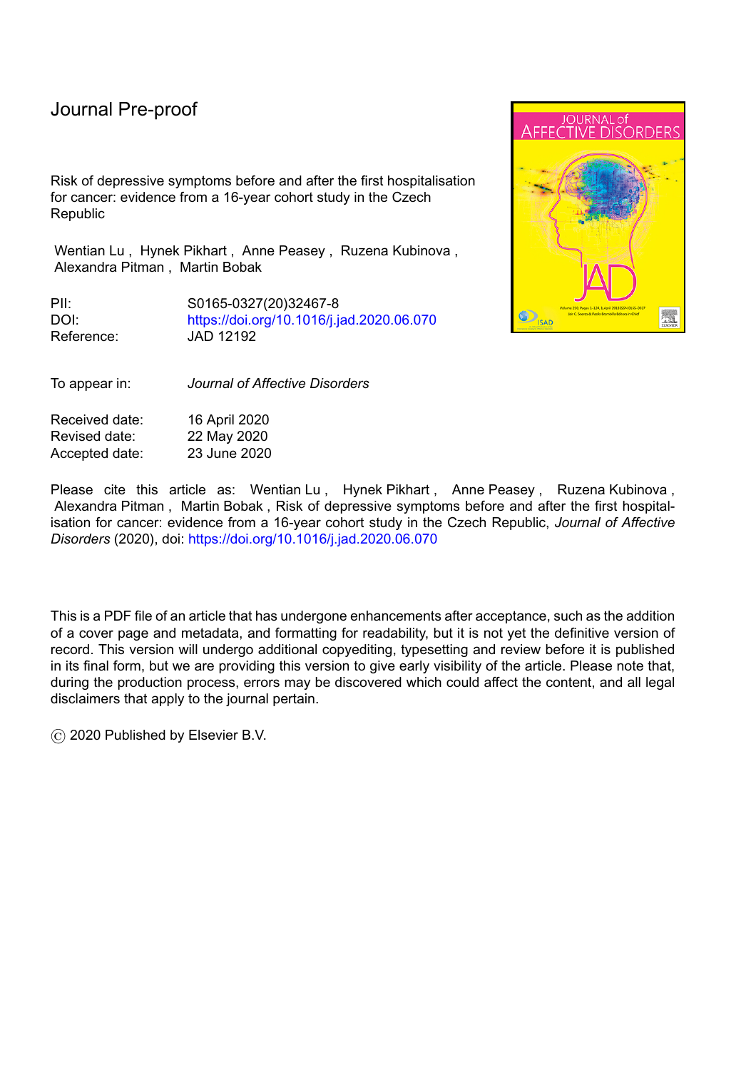Journal Pre-proof

Risk of depressive symptoms before and after the first hospitalisation for cancer: evidence from a 16-year cohort study in the Czech Republic

Wentian Lu , Hynek Pikhart , Anne Peasey , Ruzena Kubinova , Alexandra Pitman , Martin Bobak

| | |
|---|---|
| PII: | S0165-0327(20)32467-8 |
| DOI: | https://doi.org/10.1016/j.jad.2020.06.070 |
| Reference: | JAD 12192 |

| | |
|---|---|
| To appear in: | *Journal of Affective Disorders* |

| | |
|---|---|
| Received date: | 16 April 2020 |
| Revised date: | 22 May 2020 |
| Accepted date: | 23 June 2020 |

Please cite this article as: Wentian Lu , Hynek Pikhart , Anne Peasey , Ruzena Kubinova , Alexandra Pitman , Martin Bobak , Risk of depressive symptoms before and after the first hospitalisation for cancer: evidence from a 16-year cohort study in the Czech Republic, *Journal of Affective Disorders* (2020), doi: https://doi.org/10.1016/j.jad.2020.06.070

This is a PDF file of an article that has undergone enhancements after acceptance, such as the addition of a cover page and metadata, and formatting for readability, but it is not yet the definitive version of record. This version will undergo additional copyediting, typesetting and review before it is published in its final form, but we are providing this version to give early visibility of the article. Please note that, during the production process, errors may be discovered which could affect the content, and all legal disclaimers that apply to the journal pertain.

© 2020 Published by Elsevier B.V.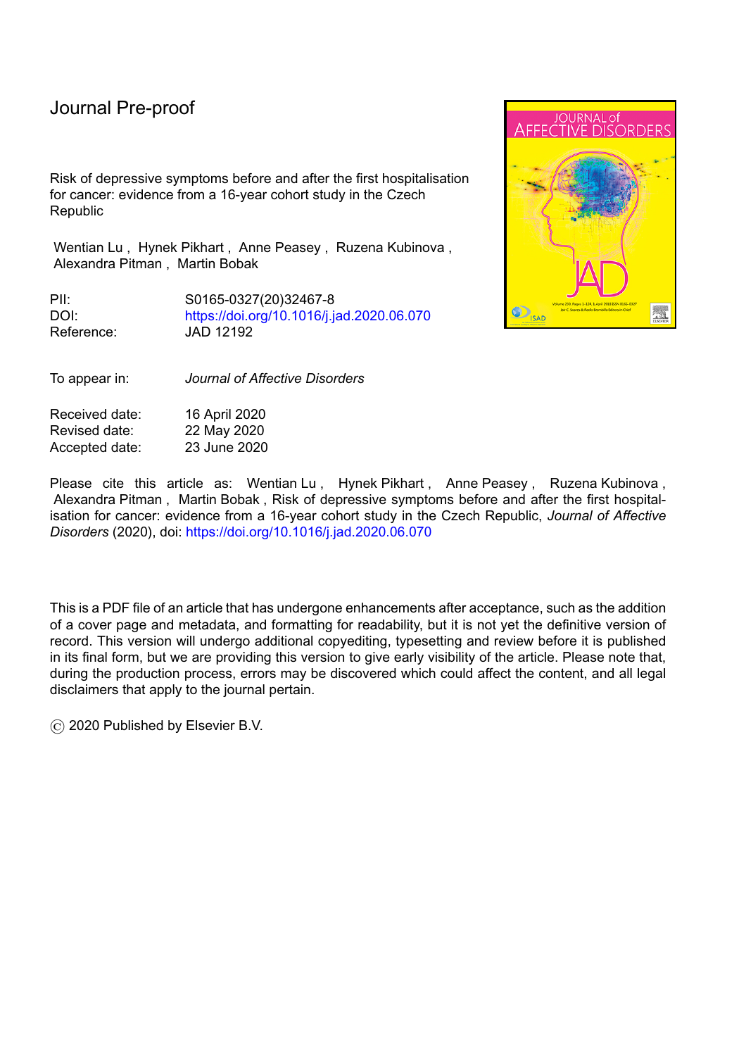Journal Pre-proof

Risk of depressive symptoms before and after the first hospitalisation for cancer: evidence from a 16-year cohort study in the Czech Republic

Wentian Lu , Hynek Pikhart , Anne Peasey , Ruzena Kubinova , Alexandra Pitman , Martin Bobak

| | |
|---|---|
| PII: | S0165-0327(20)32467-8 |
| DOI: | https://doi.org/10.1016/j.jad.2020.06.070 |
| Reference: | JAD 12192 |

| | |
|---|---|
| To appear in: | *Journal of Affective Disorders* |

| | |
|---|---|
| Received date: | 16 April 2020 |
| Revised date: | 22 May 2020 |
| Accepted date: | 23 June 2020 |

Please cite this article as: Wentian Lu , Hynek Pikhart , Anne Peasey , Ruzena Kubinova , Alexandra Pitman , Martin Bobak , Risk of depressive symptoms before and after the first hospitalisation for cancer: evidence from a 16-year cohort study in the Czech Republic, *Journal of Affective Disorders* (2020), doi: https://doi.org/10.1016/j.jad.2020.06.070

This is a PDF file of an article that has undergone enhancements after acceptance, such as the addition of a cover page and metadata, and formatting for readability, but it is not yet the definitive version of record. This version will undergo additional copyediting, typesetting and review before it is published in its final form, but we are providing this version to give early visibility of the article. Please note that, during the production process, errors may be discovered which could affect the content, and all legal disclaimers that apply to the journal pertain.

© 2020 Published by Elsevier B.V.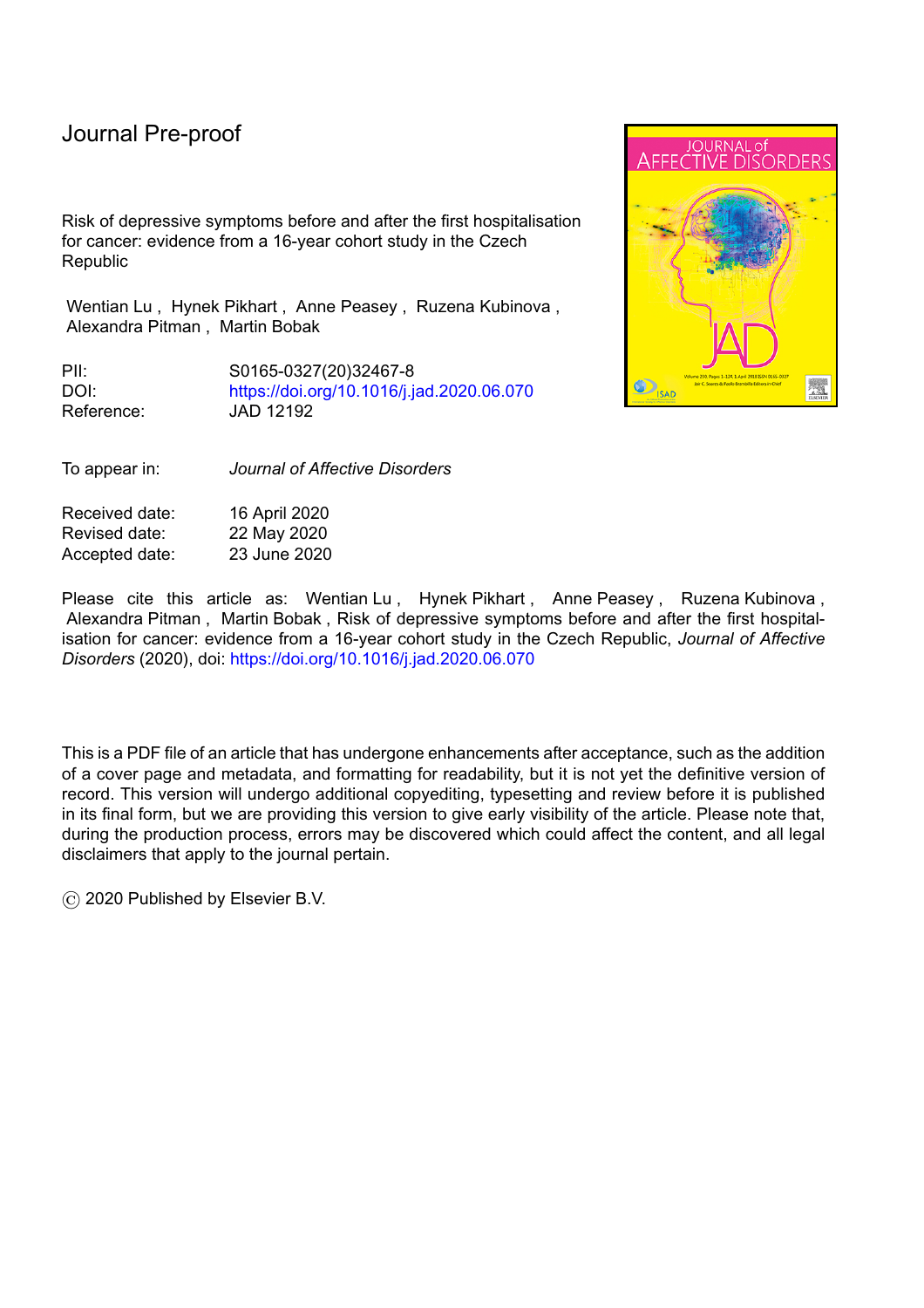Journal Pre-proof

Risk of depressive symptoms before and after the first hospitalisation for cancer: evidence from a 16-year cohort study in the Czech Republic

Wentian Lu , Hynek Pikhart , Anne Peasey , Ruzena Kubinova , Alexandra Pitman , Martin Bobak

| | |
|---|---|
| PII: | S0165-0327(20)32467-8 |
| DOI: | https://doi.org/10.1016/j.jad.2020.06.070 |
| Reference: | JAD 12192 |

| | |
|---|---|
| To appear in: | *Journal of Affective Disorders* |

| | |
|---|---|
| Received date: | 16 April 2020 |
| Revised date: | 22 May 2020 |
| Accepted date: | 23 June 2020 |

Please cite this article as: Wentian Lu , Hynek Pikhart , Anne Peasey , Ruzena Kubinova , Alexandra Pitman , Martin Bobak , Risk of depressive symptoms before and after the first hospitalisation for cancer: evidence from a 16-year cohort study in the Czech Republic, *Journal of Affective Disorders* (2020), doi: https://doi.org/10.1016/j.jad.2020.06.070

This is a PDF file of an article that has undergone enhancements after acceptance, such as the addition of a cover page and metadata, and formatting for readability, but it is not yet the definitive version of record. This version will undergo additional copyediting, typesetting and review before it is published in its final form, but we are providing this version to give early visibility of the article. Please note that, during the production process, errors may be discovered which could affect the content, and all legal disclaimers that apply to the journal pertain.

© 2020 Published by Elsevier B.V.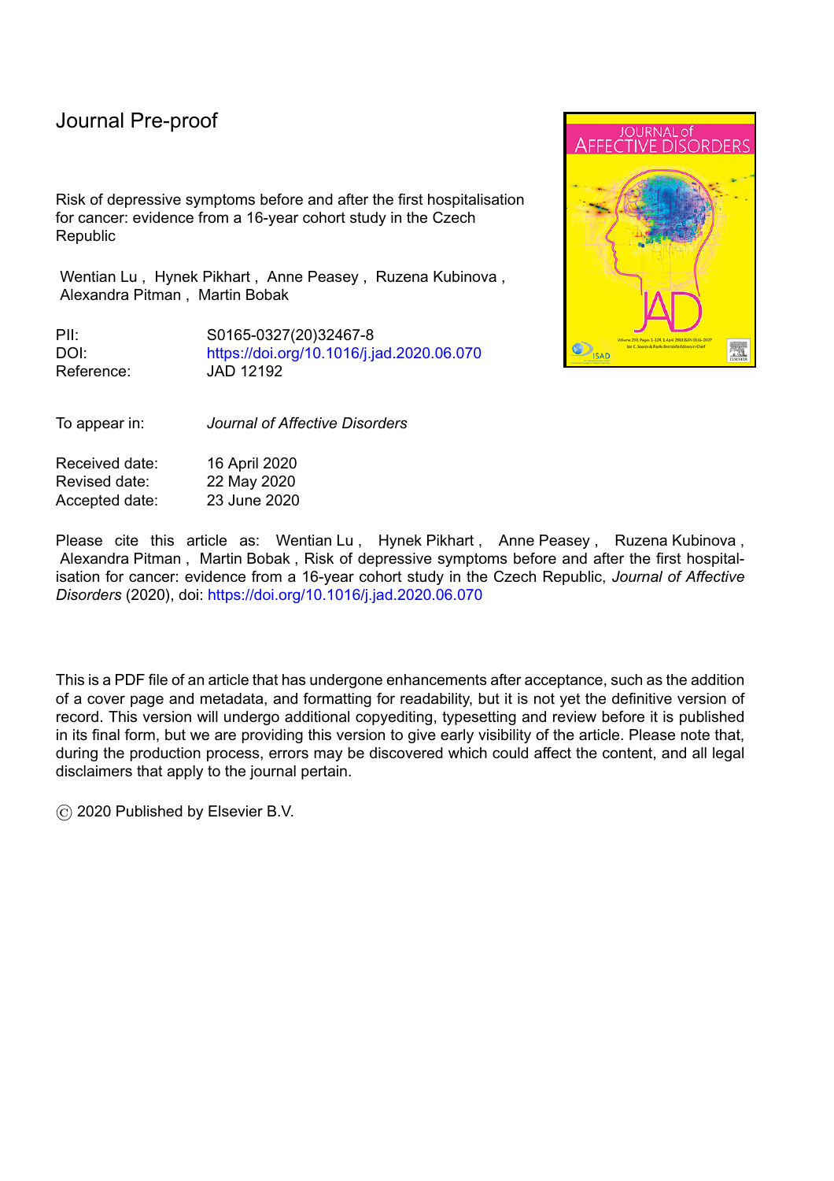Journal Pre-proof

Risk of depressive symptoms before and after the first hospitalisation for cancer: evidence from a 16-year cohort study in the Czech Republic

Wentian Lu , Hynek Pikhart , Anne Peasey , Ruzena Kubinova , Alexandra Pitman , Martin Bobak

| | |
|---|---|
| PII: | S0165-0327(20)32467-8 |
| DOI: | https://doi.org/10.1016/j.jad.2020.06.070 |
| Reference: | JAD 12192 |

| | |
|---|---|
| To appear in: | *Journal of Affective Disorders* |

| | |
|---|---|
| Received date: | 16 April 2020 |
| Revised date: | 22 May 2020 |
| Accepted date: | 23 June 2020 |

Please cite this article as: Wentian Lu , Hynek Pikhart , Anne Peasey , Ruzena Kubinova , Alexandra Pitman , Martin Bobak , Risk of depressive symptoms before and after the first hospitalisation for cancer: evidence from a 16-year cohort study in the Czech Republic, *Journal of Affective Disorders* (2020), doi: https://doi.org/10.1016/j.jad.2020.06.070

This is a PDF file of an article that has undergone enhancements after acceptance, such as the addition of a cover page and metadata, and formatting for readability, but it is not yet the definitive version of record. This version will undergo additional copyediting, typesetting and review before it is published in its final form, but we are providing this version to give early visibility of the article. Please note that, during the production process, errors may be discovered which could affect the content, and all legal disclaimers that apply to the journal pertain.

© 2020 Published by Elsevier B.V.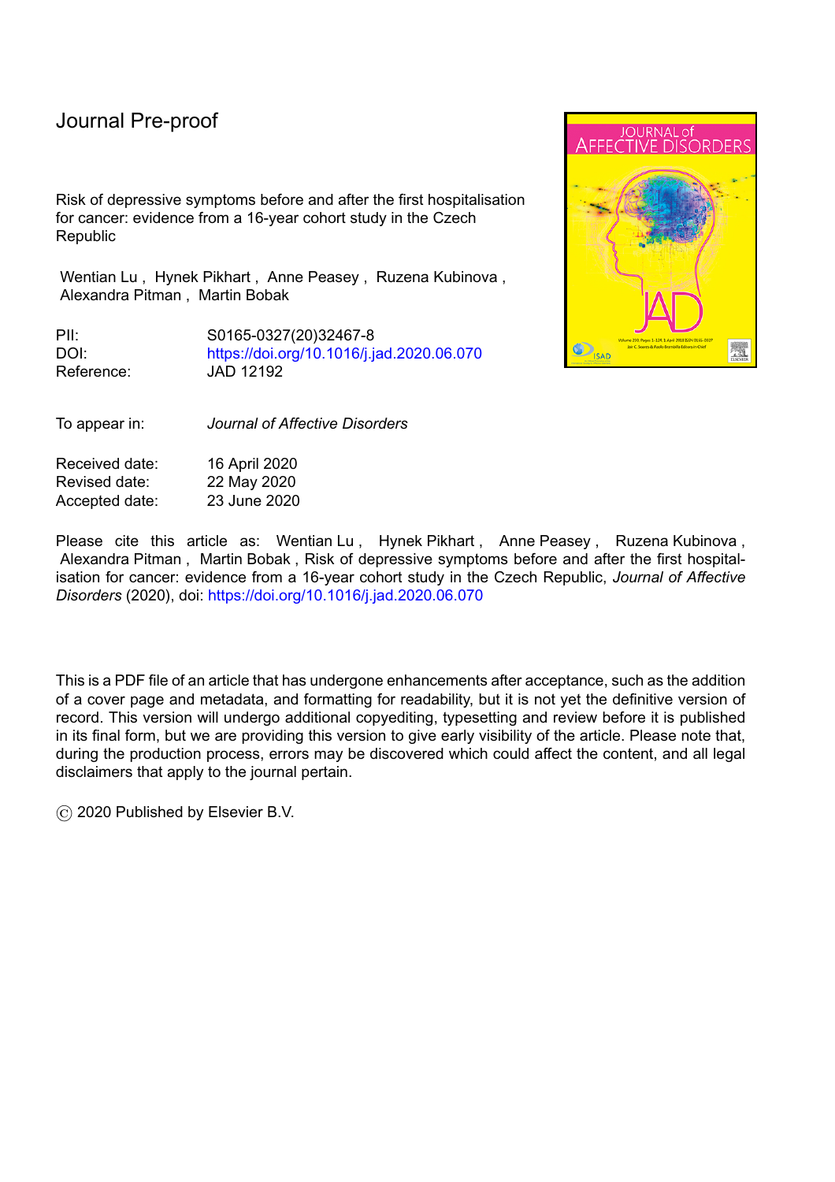Journal Pre-proof

Risk of depressive symptoms before and after the first hospitalisation for cancer: evidence from a 16-year cohort study in the Czech Republic

Wentian Lu , Hynek Pikhart , Anne Peasey , Ruzena Kubinova , Alexandra Pitman , Martin Bobak

| | |
|---|---|
| PII: | S0165-0327(20)32467-8 |
| DOI: | https://doi.org/10.1016/j.jad.2020.06.070 |
| Reference: | JAD 12192 |

| | |
|---|---|
| To appear in: | *Journal of Affective Disorders* |

| | |
|---|---|
| Received date: | 16 April 2020 |
| Revised date: | 22 May 2020 |
| Accepted date: | 23 June 2020 |

Please cite this article as: Wentian Lu , Hynek Pikhart , Anne Peasey , Ruzena Kubinova , Alexandra Pitman , Martin Bobak , Risk of depressive symptoms before and after the first hospitalisation for cancer: evidence from a 16-year cohort study in the Czech Republic, *Journal of Affective Disorders* (2020), doi: https://doi.org/10.1016/j.jad.2020.06.070

This is a PDF file of an article that has undergone enhancements after acceptance, such as the addition of a cover page and metadata, and formatting for readability, but it is not yet the definitive version of record. This version will undergo additional copyediting, typesetting and review before it is published in its final form, but we are providing this version to give early visibility of the article. Please note that, during the production process, errors may be discovered which could affect the content, and all legal disclaimers that apply to the journal pertain.

© 2020 Published by Elsevier B.V.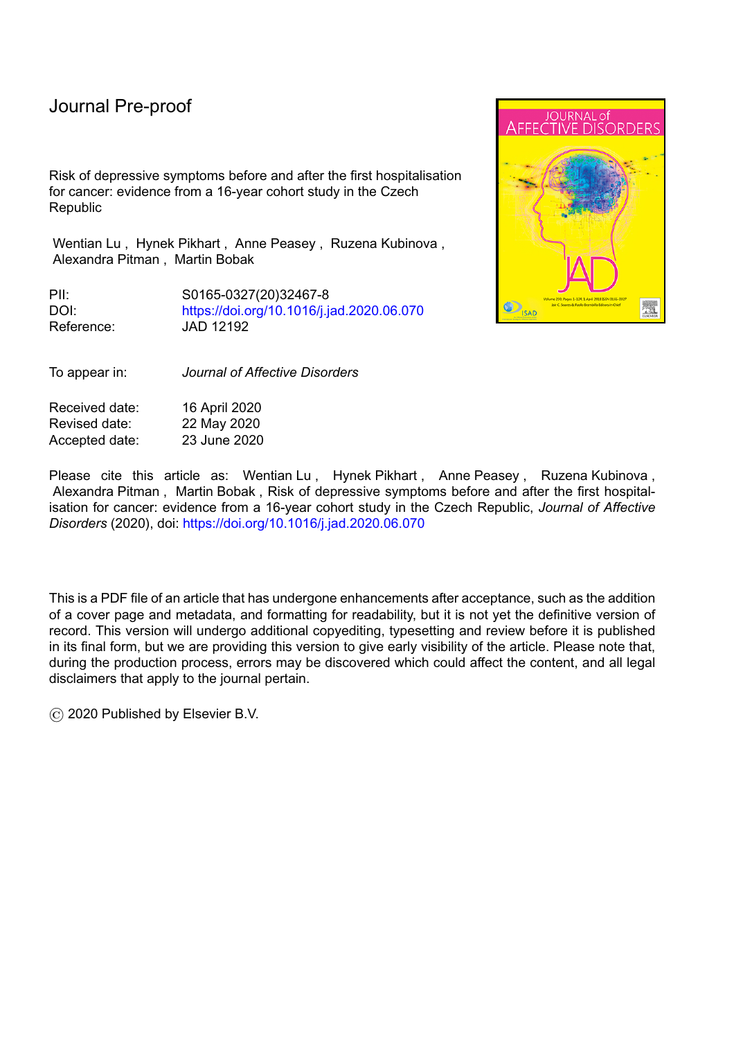Journal Pre-proof

Risk of depressive symptoms before and after the first hospitalisation for cancer: evidence from a 16-year cohort study in the Czech Republic

Wentian Lu , Hynek Pikhart , Anne Peasey , Ruzena Kubinova , Alexandra Pitman , Martin Bobak

PII: S0165-0327(20)32467-8
DOI: https://doi.org/10.1016/j.jad.2020.06.070
Reference: JAD 12192

To appear in: *Journal of Affective Disorders*

Received date: 16 April 2020
Revised date: 22 May 2020
Accepted date: 23 June 2020

Please cite this article as: Wentian Lu , Hynek Pikhart , Anne Peasey , Ruzena Kubinova , Alexandra Pitman , Martin Bobak , Risk of depressive symptoms before and after the first hospitalisation for cancer: evidence from a 16-year cohort study in the Czech Republic, *Journal of Affective Disorders* (2020), doi: https://doi.org/10.1016/j.jad.2020.06.070

This is a PDF file of an article that has undergone enhancements after acceptance, such as the addition of a cover page and metadata, and formatting for readability, but it is not yet the definitive version of record. This version will undergo additional copyediting, typesetting and review before it is published in its final form, but we are providing this version to give early visibility of the article. Please note that, during the production process, errors may be discovered which could affect the content, and all legal disclaimers that apply to the journal pertain.

© 2020 Published by Elsevier B.V.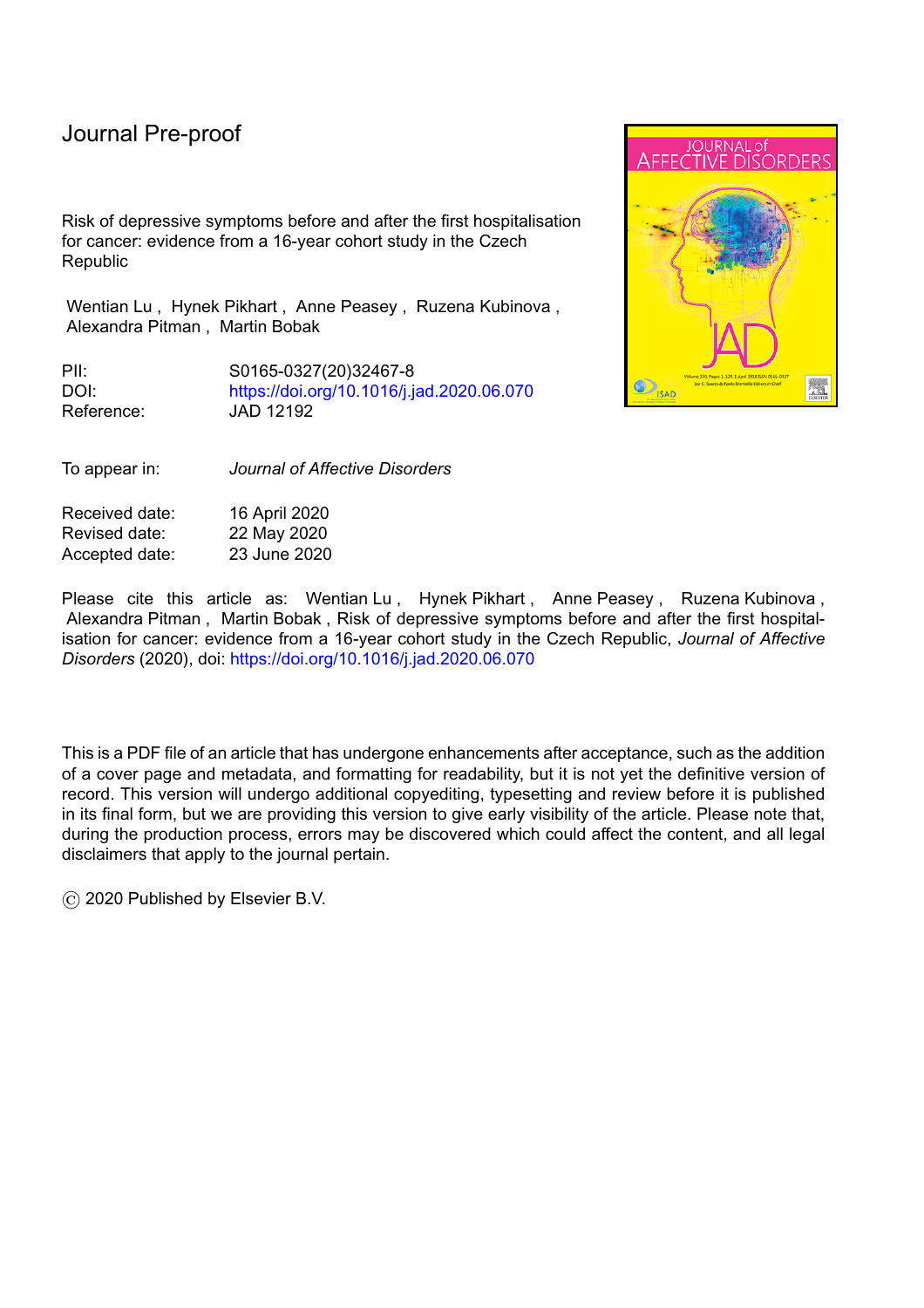Journal Pre-proof

Risk of depressive symptoms before and after the first hospitalisation for cancer: evidence from a 16-year cohort study in the Czech Republic

Wentian Lu , Hynek Pikhart , Anne Peasey , Ruzena Kubinova , Alexandra Pitman , Martin Bobak

| | |
|---|---|
| PII: | S0165-0327(20)32467-8 |
| DOI: | https://doi.org/10.1016/j.jad.2020.06.070 |
| Reference: | JAD 12192 |

| | |
|---|---|
| To appear in: | *Journal of Affective Disorders* |

| | |
|---|---|
| Received date: | 16 April 2020 |
| Revised date: | 22 May 2020 |
| Accepted date: | 23 June 2020 |

Please cite this article as: Wentian Lu , Hynek Pikhart , Anne Peasey , Ruzena Kubinova , Alexandra Pitman , Martin Bobak , Risk of depressive symptoms before and after the first hospitalisation for cancer: evidence from a 16-year cohort study in the Czech Republic, *Journal of Affective Disorders* (2020), doi: https://doi.org/10.1016/j.jad.2020.06.070

This is a PDF file of an article that has undergone enhancements after acceptance, such as the addition of a cover page and metadata, and formatting for readability, but it is not yet the definitive version of record. This version will undergo additional copyediting, typesetting and review before it is published in its final form, but we are providing this version to give early visibility of the article. Please note that, during the production process, errors may be discovered which could affect the content, and all legal disclaimers that apply to the journal pertain.

© 2020 Published by Elsevier B.V.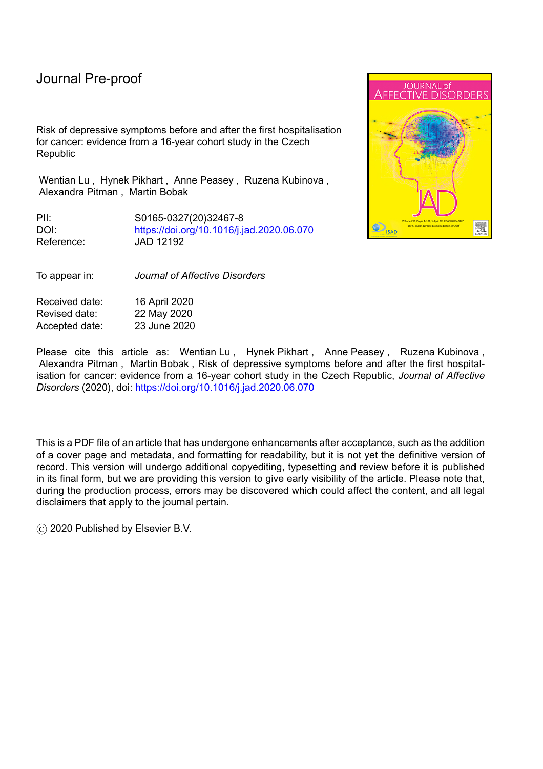Journal Pre-proof

Risk of depressive symptoms before and after the first hospitalisation for cancer: evidence from a 16-year cohort study in the Czech Republic

Wentian Lu , Hynek Pikhart , Anne Peasey , Ruzena Kubinova , Alexandra Pitman , Martin Bobak

| | |
|---|---|
| PII: | S0165-0327(20)32467-8 |
| DOI: | https://doi.org/10.1016/j.jad.2020.06.070 |
| Reference: | JAD 12192 |

| | |
|---|---|
| To appear in: | *Journal of Affective Disorders* |

| | |
|---|---|
| Received date: | 16 April 2020 |
| Revised date: | 22 May 2020 |
| Accepted date: | 23 June 2020 |

Please cite this article as: Wentian Lu , Hynek Pikhart , Anne Peasey , Ruzena Kubinova , Alexandra Pitman , Martin Bobak , Risk of depressive symptoms before and after the first hospitalisation for cancer: evidence from a 16-year cohort study in the Czech Republic, *Journal of Affective Disorders* (2020), doi: https://doi.org/10.1016/j.jad.2020.06.070

This is a PDF file of an article that has undergone enhancements after acceptance, such as the addition of a cover page and metadata, and formatting for readability, but it is not yet the definitive version of record. This version will undergo additional copyediting, typesetting and review before it is published in its final form, but we are providing this version to give early visibility of the article. Please note that, during the production process, errors may be discovered which could affect the content, and all legal disclaimers that apply to the journal pertain.

© 2020 Published by Elsevier B.V.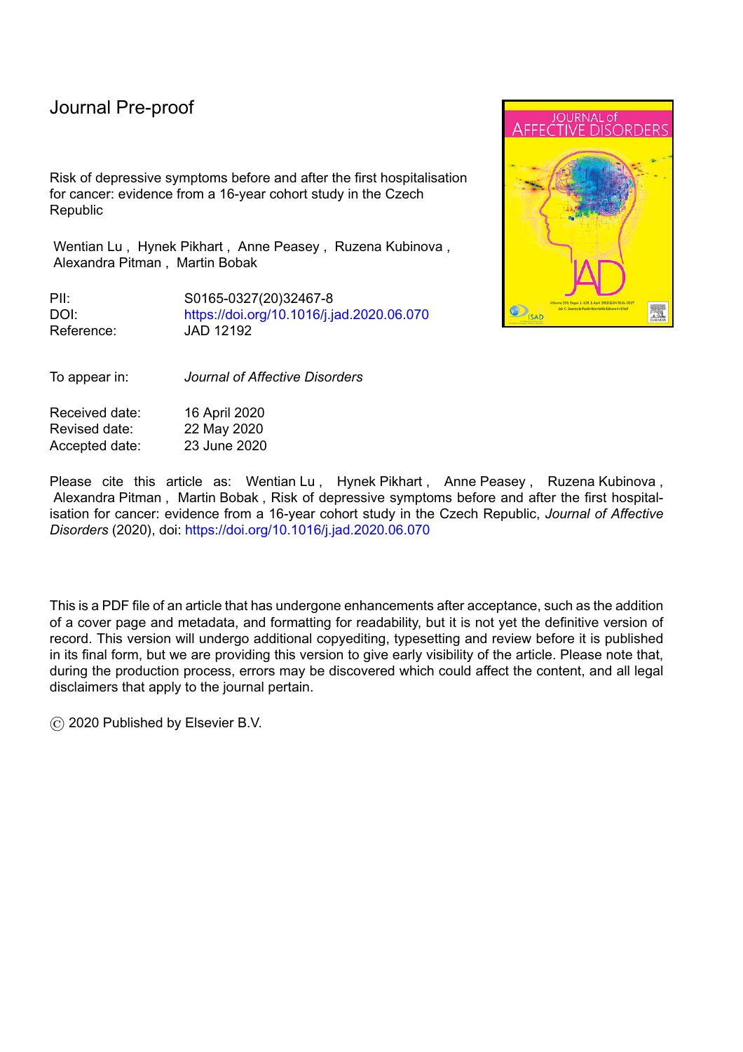Journal Pre-proof

Risk of depressive symptoms before and after the first hospitalisation for cancer: evidence from a 16-year cohort study in the Czech Republic

Wentian Lu , Hynek Pikhart , Anne Peasey , Ruzena Kubinova , Alexandra Pitman , Martin Bobak

| | |
|---|---|
| PII: | S0165-0327(20)32467-8 |
| DOI: | https://doi.org/10.1016/j.jad.2020.06.070 |
| Reference: | JAD 12192 |
| To appear in: | *Journal of Affective Disorders* |
| Received date: | 16 April 2020 |
| Revised date: | 22 May 2020 |
| Accepted date: | 23 June 2020 |

Please cite this article as: Wentian Lu , Hynek Pikhart , Anne Peasey , Ruzena Kubinova , Alexandra Pitman , Martin Bobak , Risk of depressive symptoms before and after the first hospitalisation for cancer: evidence from a 16-year cohort study in the Czech Republic, *Journal of Affective Disorders* (2020), doi: https://doi.org/10.1016/j.jad.2020.06.070

This is a PDF file of an article that has undergone enhancements after acceptance, such as the addition of a cover page and metadata, and formatting for readability, but it is not yet the definitive version of record. This version will undergo additional copyediting, typesetting and review before it is published in its final form, but we are providing this version to give early visibility of the article. Please note that, during the production process, errors may be discovered which could affect the content, and all legal disclaimers that apply to the journal pertain.

© 2020 Published by Elsevier B.V.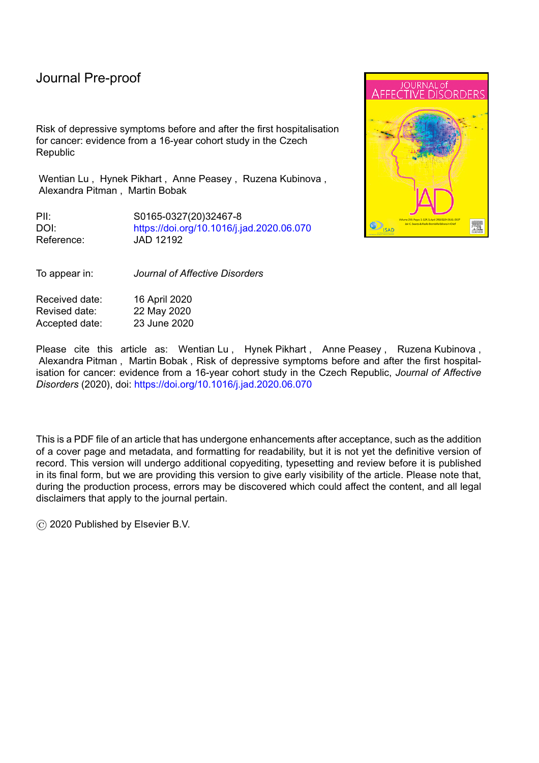Journal Pre-proof

Risk of depressive symptoms before and after the first hospitalisation for cancer: evidence from a 16-year cohort study in the Czech Republic

Wentian Lu , Hynek Pikhart , Anne Peasey , Ruzena Kubinova , Alexandra Pitman , Martin Bobak

| | |
|---|---|
| PII: | S0165-0327(20)32467-8 |
| DOI: | https://doi.org/10.1016/j.jad.2020.06.070 |
| Reference: | JAD 12192 |
| To appear in: | *Journal of Affective Disorders* |
| Received date: | 16 April 2020 |
| Revised date: | 22 May 2020 |
| Accepted date: | 23 June 2020 |

Please cite this article as: Wentian Lu , Hynek Pikhart , Anne Peasey , Ruzena Kubinova , Alexandra Pitman , Martin Bobak , Risk of depressive symptoms before and after the first hospitalisation for cancer: evidence from a 16-year cohort study in the Czech Republic, *Journal of Affective Disorders* (2020), doi: https://doi.org/10.1016/j.jad.2020.06.070

This is a PDF file of an article that has undergone enhancements after acceptance, such as the addition of a cover page and metadata, and formatting for readability, but it is not yet the definitive version of record. This version will undergo additional copyediting, typesetting and review before it is published in its final form, but we are providing this version to give early visibility of the article. Please note that, during the production process, errors may be discovered which could affect the content, and all legal disclaimers that apply to the journal pertain.

© 2020 Published by Elsevier B.V.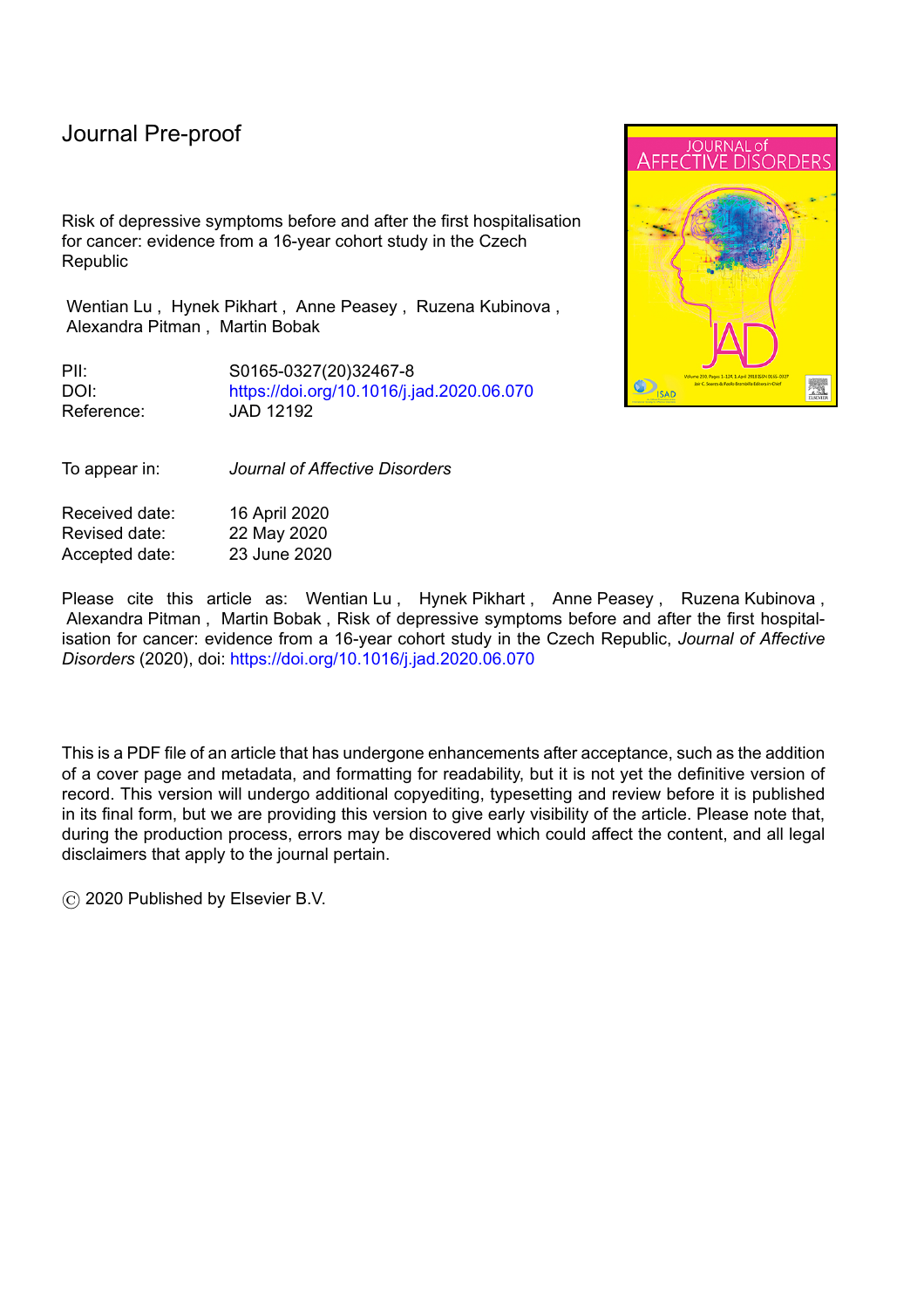Journal Pre-proof

Risk of depressive symptoms before and after the first hospitalisation for cancer: evidence from a 16-year cohort study in the Czech Republic

Wentian Lu , Hynek Pikhart , Anne Peasey , Ruzena Kubinova , Alexandra Pitman , Martin Bobak

| | |
|---|---|
| PII: | S0165-0327(20)32467-8 |
| DOI: | https://doi.org/10.1016/j.jad.2020.06.070 |
| Reference: | JAD 12192 |
| To appear in: | *Journal of Affective Disorders* |
| Received date: | 16 April 2020 |
| Revised date: | 22 May 2020 |
| Accepted date: | 23 June 2020 |

Please cite this article as: Wentian Lu , Hynek Pikhart , Anne Peasey , Ruzena Kubinova , Alexandra Pitman , Martin Bobak , Risk of depressive symptoms before and after the first hospitalisation for cancer: evidence from a 16-year cohort study in the Czech Republic, *Journal of Affective Disorders* (2020), doi: https://doi.org/10.1016/j.jad.2020.06.070

This is a PDF file of an article that has undergone enhancements after acceptance, such as the addition of a cover page and metadata, and formatting for readability, but it is not yet the definitive version of record. This version will undergo additional copyediting, typesetting and review before it is published in its final form, but we are providing this version to give early visibility of the article. Please note that, during the production process, errors may be discovered which could affect the content, and all legal disclaimers that apply to the journal pertain.

© 2020 Published by Elsevier B.V.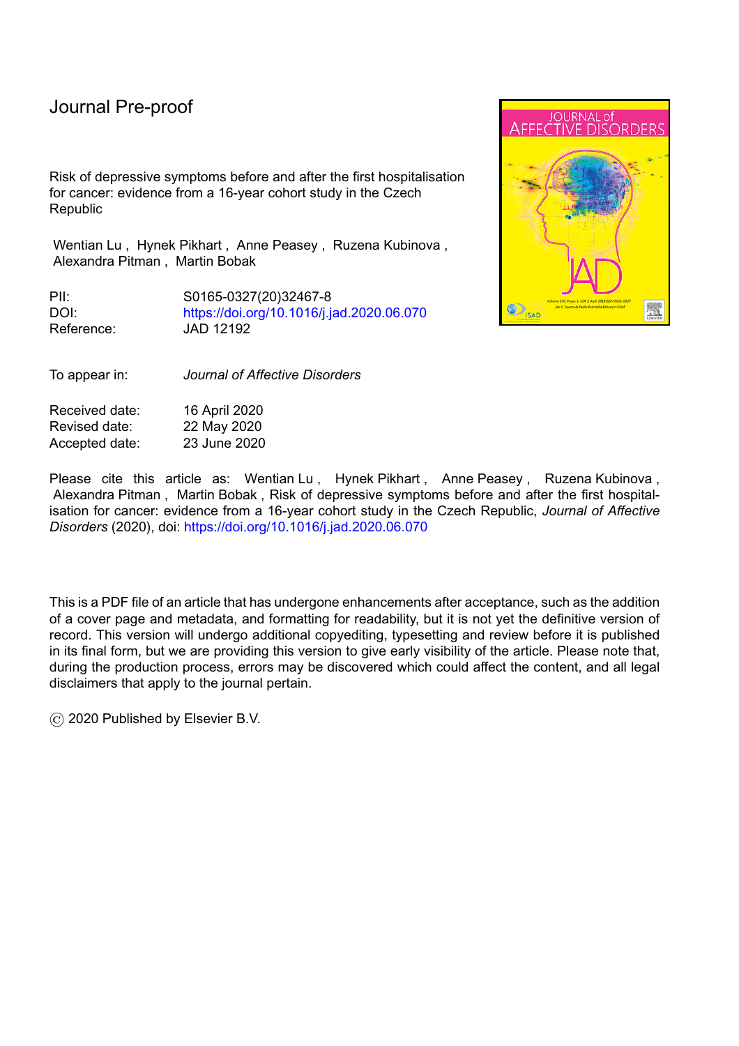Journal Pre-proof

Risk of depressive symptoms before and after the first hospitalisation for cancer: evidence from a 16-year cohort study in the Czech Republic

Wentian Lu , Hynek Pikhart , Anne Peasey , Ruzena Kubinova , Alexandra Pitman , Martin Bobak

| | |
|---|---|
| PII: | S0165-0327(20)32467-8 |
| DOI: | https://doi.org/10.1016/j.jad.2020.06.070 |
| Reference: | JAD 12192 |

| | |
|---|---|
| To appear in: | *Journal of Affective Disorders* |

| | |
|---|---|
| Received date: | 16 April 2020 |
| Revised date: | 22 May 2020 |
| Accepted date: | 23 June 2020 |

Please cite this article as: Wentian Lu , Hynek Pikhart , Anne Peasey , Ruzena Kubinova , Alexandra Pitman , Martin Bobak , Risk of depressive symptoms before and after the first hospitalisation for cancer: evidence from a 16-year cohort study in the Czech Republic, *Journal of Affective Disorders* (2020), doi: https://doi.org/10.1016/j.jad.2020.06.070

This is a PDF file of an article that has undergone enhancements after acceptance, such as the addition of a cover page and metadata, and formatting for readability, but it is not yet the definitive version of record. This version will undergo additional copyediting, typesetting and review before it is published in its final form, but we are providing this version to give early visibility of the article. Please note that, during the production process, errors may be discovered which could affect the content, and all legal disclaimers that apply to the journal pertain.

© 2020 Published by Elsevier B.V.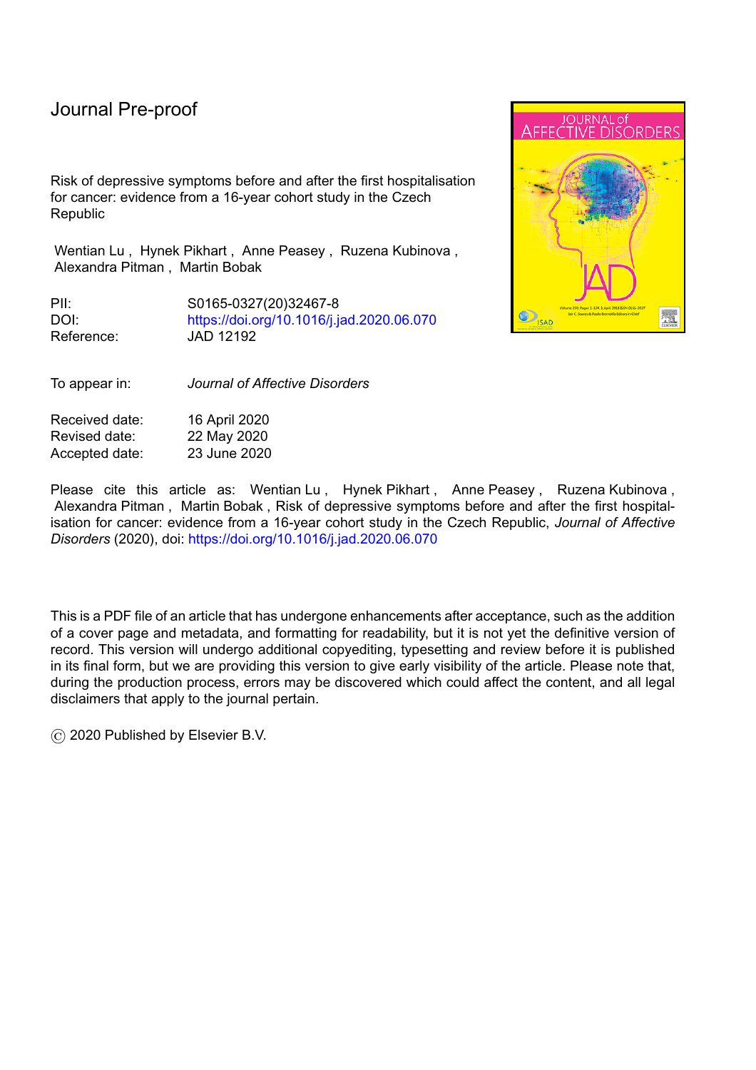Journal Pre-proof

Risk of depressive symptoms before and after the first hospitalisation for cancer: evidence from a 16-year cohort study in the Czech Republic

Wentian Lu , Hynek Pikhart , Anne Peasey , Ruzena Kubinova , Alexandra Pitman , Martin Bobak

| | |
|---|---|
| PII: | S0165-0327(20)32467-8 |
| DOI: | https://doi.org/10.1016/j.jad.2020.06.070 |
| Reference: | JAD 12192 |

| | |
|---|---|
| To appear in: | *Journal of Affective Disorders* |

| | |
|---|---|
| Received date: | 16 April 2020 |
| Revised date: | 22 May 2020 |
| Accepted date: | 23 June 2020 |

Please cite this article as: Wentian Lu , Hynek Pikhart , Anne Peasey , Ruzena Kubinova , Alexandra Pitman , Martin Bobak , Risk of depressive symptoms before and after the first hospitalisation for cancer: evidence from a 16-year cohort study in the Czech Republic, *Journal of Affective Disorders* (2020), doi: https://doi.org/10.1016/j.jad.2020.06.070

This is a PDF file of an article that has undergone enhancements after acceptance, such as the addition of a cover page and metadata, and formatting for readability, but it is not yet the definitive version of record. This version will undergo additional copyediting, typesetting and review before it is published in its final form, but we are providing this version to give early visibility of the article. Please note that, during the production process, errors may be discovered which could affect the content, and all legal disclaimers that apply to the journal pertain.

© 2020 Published by Elsevier B.V.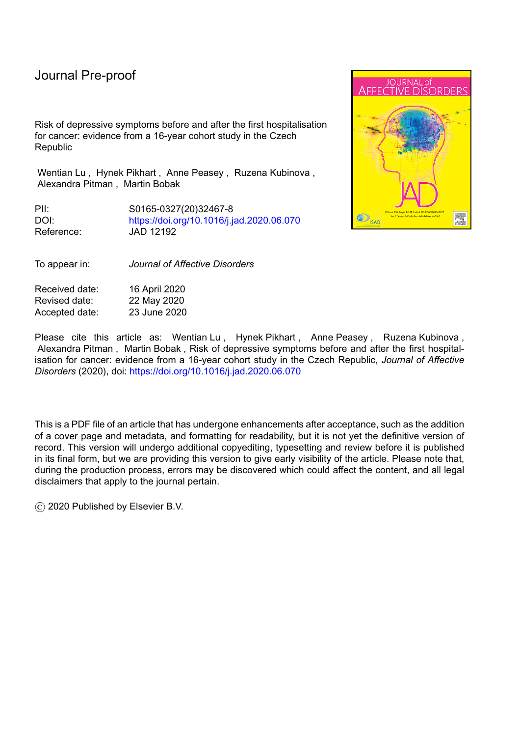Journal Pre-proof

Risk of depressive symptoms before and after the first hospitalisation for cancer: evidence from a 16-year cohort study in the Czech Republic

Wentian Lu , Hynek Pikhart , Anne Peasey , Ruzena Kubinova , Alexandra Pitman , Martin Bobak

| | |
|---|---|
| PII: | S0165-0327(20)32467-8 |
| DOI: | https://doi.org/10.1016/j.jad.2020.06.070 |
| Reference: | JAD 12192 |
| To appear in: | *Journal of Affective Disorders* |
| Received date: | 16 April 2020 |
| Revised date: | 22 May 2020 |
| Accepted date: | 23 June 2020 |

Please cite this article as: Wentian Lu , Hynek Pikhart , Anne Peasey , Ruzena Kubinova , Alexandra Pitman , Martin Bobak , Risk of depressive symptoms before and after the first hospitalisation for cancer: evidence from a 16-year cohort study in the Czech Republic, *Journal of Affective Disorders* (2020), doi: https://doi.org/10.1016/j.jad.2020.06.070

This is a PDF file of an article that has undergone enhancements after acceptance, such as the addition of a cover page and metadata, and formatting for readability, but it is not yet the definitive version of record. This version will undergo additional copyediting, typesetting and review before it is published in its final form, but we are providing this version to give early visibility of the article. Please note that, during the production process, errors may be discovered which could affect the content, and all legal disclaimers that apply to the journal pertain.

© 2020 Published by Elsevier B.V.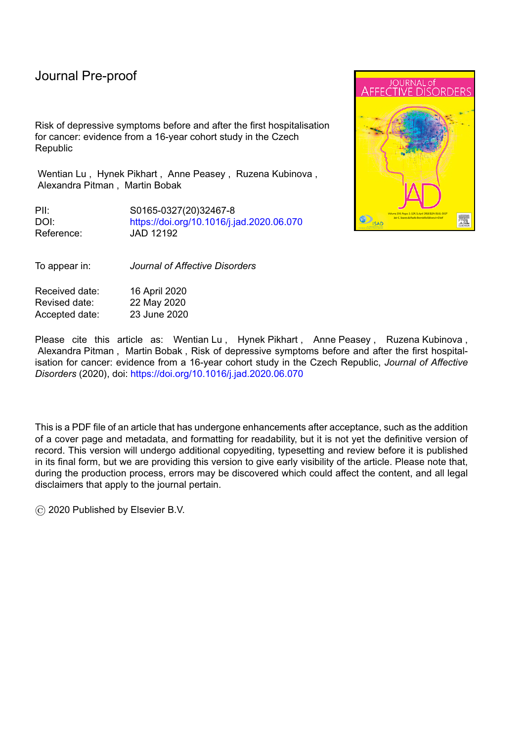Journal Pre-proof

Risk of depressive symptoms before and after the first hospitalisation for cancer: evidence from a 16-year cohort study in the Czech Republic

Wentian Lu , Hynek Pikhart , Anne Peasey , Ruzena Kubinova , Alexandra Pitman , Martin Bobak

| | |
|---|---|
| PII: | S0165-0327(20)32467-8 |
| DOI: | https://doi.org/10.1016/j.jad.2020.06.070 |
| Reference: | JAD 12192 |
| To appear in: | *Journal of Affective Disorders* |
| Received date: | 16 April 2020 |
| Revised date: | 22 May 2020 |
| Accepted date: | 23 June 2020 |

Please cite this article as: Wentian Lu , Hynek Pikhart , Anne Peasey , Ruzena Kubinova , Alexandra Pitman , Martin Bobak , Risk of depressive symptoms before and after the first hospitalisation for cancer: evidence from a 16-year cohort study in the Czech Republic, *Journal of Affective Disorders* (2020), doi: https://doi.org/10.1016/j.jad.2020.06.070

This is a PDF file of an article that has undergone enhancements after acceptance, such as the addition of a cover page and metadata, and formatting for readability, but it is not yet the definitive version of record. This version will undergo additional copyediting, typesetting and review before it is published in its final form, but we are providing this version to give early visibility of the article. Please note that, during the production process, errors may be discovered which could affect the content, and all legal disclaimers that apply to the journal pertain.

© 2020 Published by Elsevier B.V.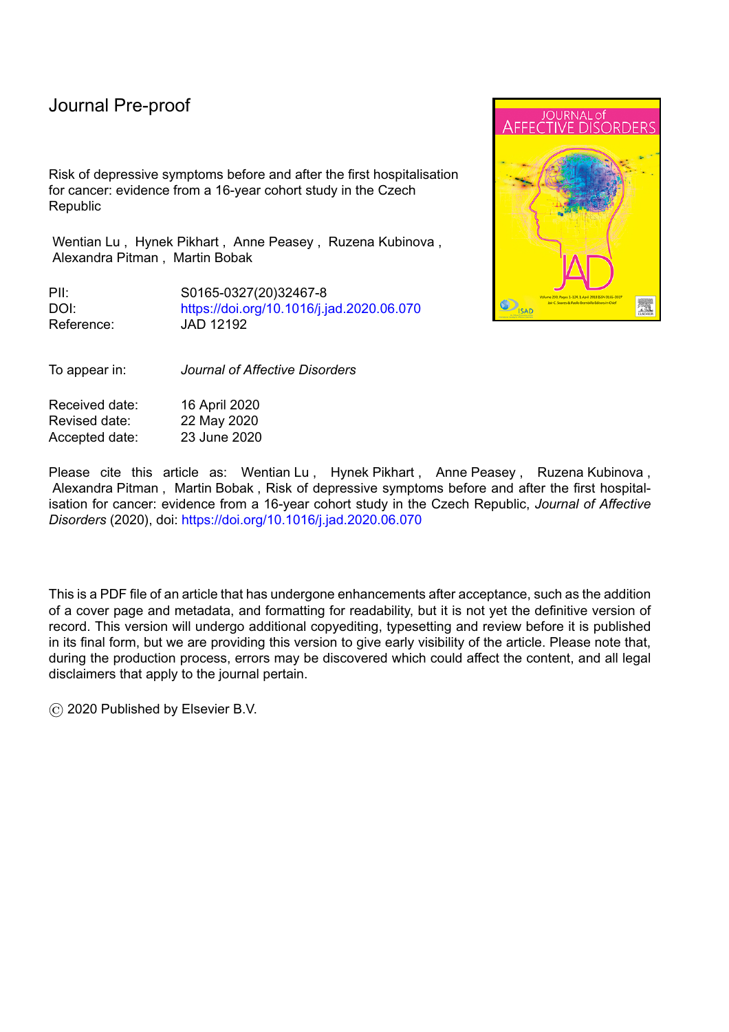Journal Pre-proof

Risk of depressive symptoms before and after the first hospitalisation for cancer: evidence from a 16-year cohort study in the Czech Republic

Wentian Lu , Hynek Pikhart , Anne Peasey , Ruzena Kubinova , Alexandra Pitman , Martin Bobak

| | |
|---|---|
| PII: | S0165-0327(20)32467-8 |
| DOI: | https://doi.org/10.1016/j.jad.2020.06.070 |
| Reference: | JAD 12192 |

| | |
|---|---|
| To appear in: | *Journal of Affective Disorders* |

| | |
|---|---|
| Received date: | 16 April 2020 |
| Revised date: | 22 May 2020 |
| Accepted date: | 23 June 2020 |

Please cite this article as: Wentian Lu , Hynek Pikhart , Anne Peasey , Ruzena Kubinova , Alexandra Pitman , Martin Bobak , Risk of depressive symptoms before and after the first hospitalisation for cancer: evidence from a 16-year cohort study in the Czech Republic, *Journal of Affective Disorders* (2020), doi: https://doi.org/10.1016/j.jad.2020.06.070

This is a PDF file of an article that has undergone enhancements after acceptance, such as the addition of a cover page and metadata, and formatting for readability, but it is not yet the definitive version of record. This version will undergo additional copyediting, typesetting and review before it is published in its final form, but we are providing this version to give early visibility of the article. Please note that, during the production process, errors may be discovered which could affect the content, and all legal disclaimers that apply to the journal pertain.

© 2020 Published by Elsevier B.V.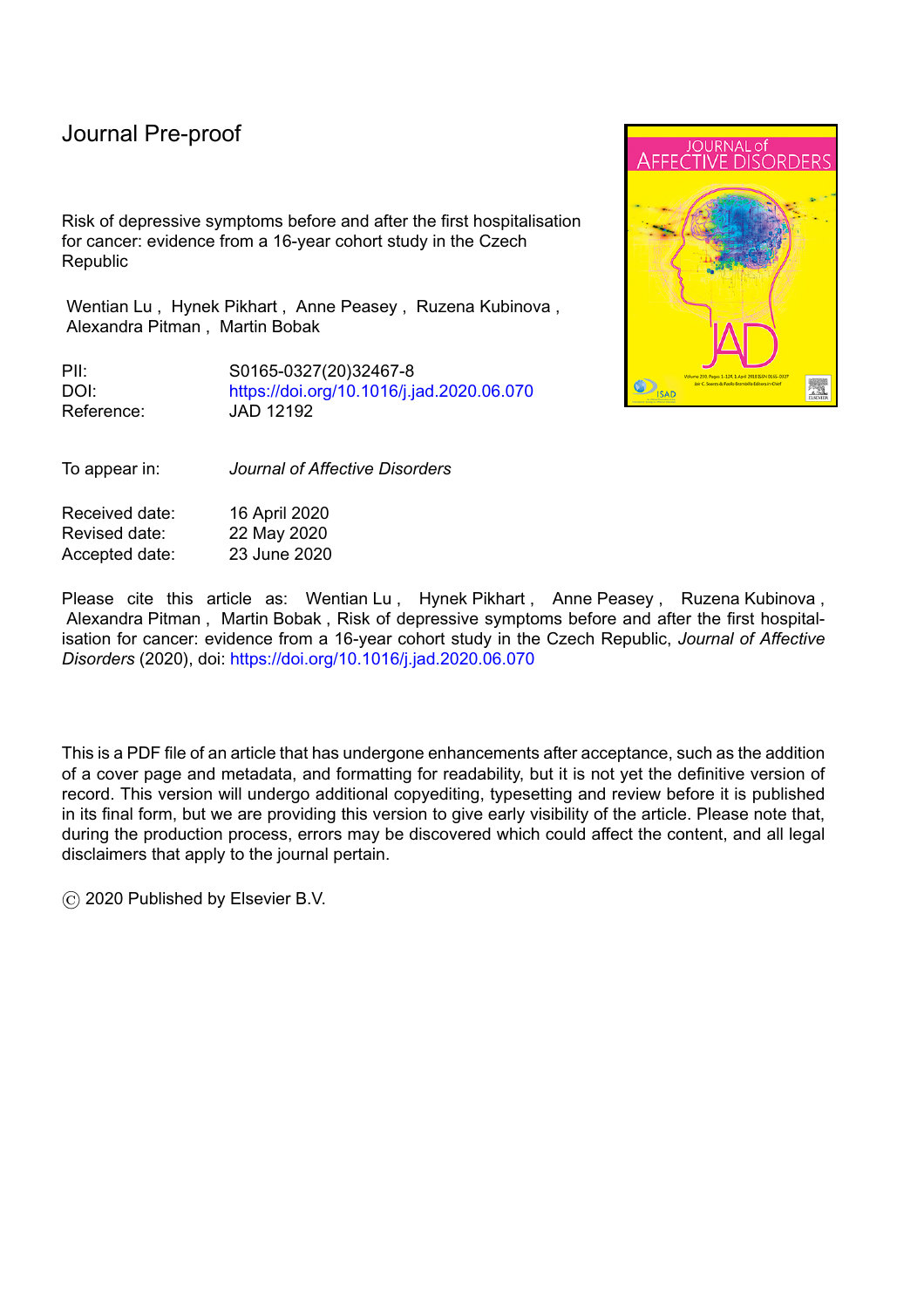Journal Pre-proof

Risk of depressive symptoms before and after the first hospitalisation for cancer: evidence from a 16-year cohort study in the Czech Republic

Wentian Lu , Hynek Pikhart , Anne Peasey , Ruzena Kubinova , Alexandra Pitman , Martin Bobak

| | |
|---|---|
| PII: | S0165-0327(20)32467-8 |
| DOI: | https://doi.org/10.1016/j.jad.2020.06.070 |
| Reference: | JAD 12192 |
| To appear in: | *Journal of Affective Disorders* |
| Received date: | 16 April 2020 |
| Revised date: | 22 May 2020 |
| Accepted date: | 23 June 2020 |

Please cite this article as: Wentian Lu , Hynek Pikhart , Anne Peasey , Ruzena Kubinova , Alexandra Pitman , Martin Bobak , Risk of depressive symptoms before and after the first hospitalisation for cancer: evidence from a 16-year cohort study in the Czech Republic, *Journal of Affective Disorders* (2020), doi: https://doi.org/10.1016/j.jad.2020.06.070

This is a PDF file of an article that has undergone enhancements after acceptance, such as the addition of a cover page and metadata, and formatting for readability, but it is not yet the definitive version of record. This version will undergo additional copyediting, typesetting and review before it is published in its final form, but we are providing this version to give early visibility of the article. Please note that, during the production process, errors may be discovered which could affect the content, and all legal disclaimers that apply to the journal pertain.

© 2020 Published by Elsevier B.V.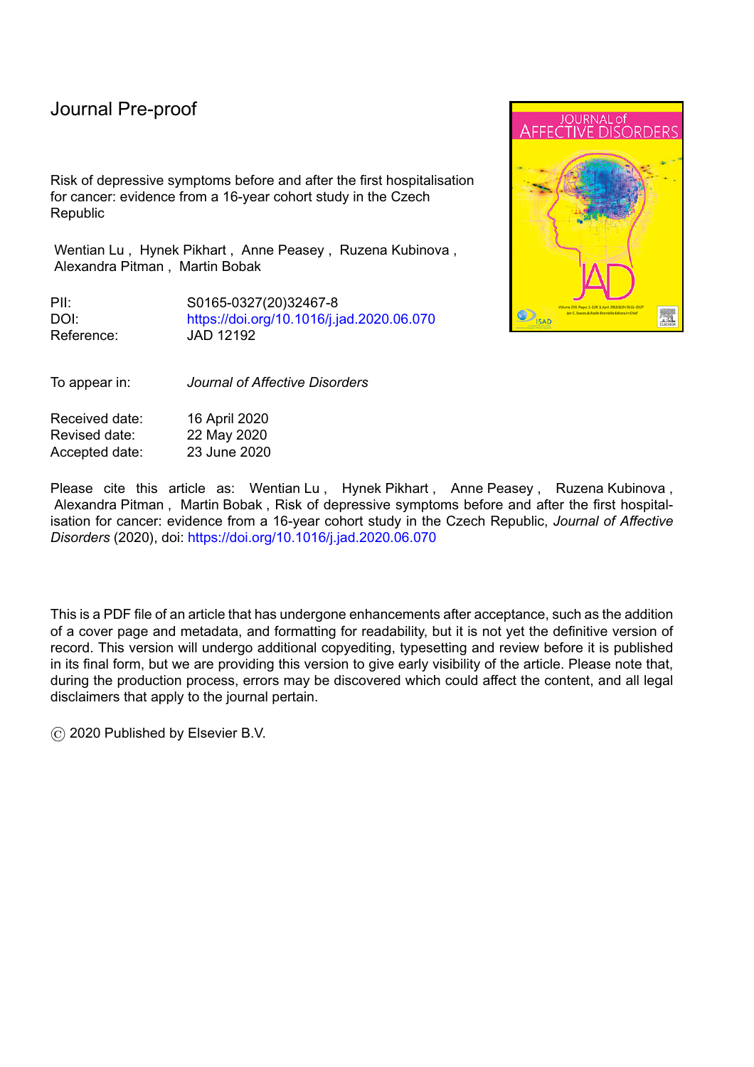Journal Pre-proof

Risk of depressive symptoms before and after the first hospitalisation for cancer: evidence from a 16-year cohort study in the Czech Republic

Wentian Lu , Hynek Pikhart , Anne Peasey , Ruzena Kubinova , Alexandra Pitman , Martin Bobak

| | |
|---|---|
| PII: | S0165-0327(20)32467-8 |
| DOI: | https://doi.org/10.1016/j.jad.2020.06.070 |
| Reference: | JAD 12192 |
| To appear in: | *Journal of Affective Disorders* |
| Received date: | 16 April 2020 |
| Revised date: | 22 May 2020 |
| Accepted date: | 23 June 2020 |

Please cite this article as: Wentian Lu , Hynek Pikhart , Anne Peasey , Ruzena Kubinova , Alexandra Pitman , Martin Bobak , Risk of depressive symptoms before and after the first hospitalisation for cancer: evidence from a 16-year cohort study in the Czech Republic, *Journal of Affective Disorders* (2020), doi: https://doi.org/10.1016/j.jad.2020.06.070

This is a PDF file of an article that has undergone enhancements after acceptance, such as the addition of a cover page and metadata, and formatting for readability, but it is not yet the definitive version of record. This version will undergo additional copyediting, typesetting and review before it is published in its final form, but we are providing this version to give early visibility of the article. Please note that, during the production process, errors may be discovered which could affect the content, and all legal disclaimers that apply to the journal pertain.

© 2020 Published by Elsevier B.V.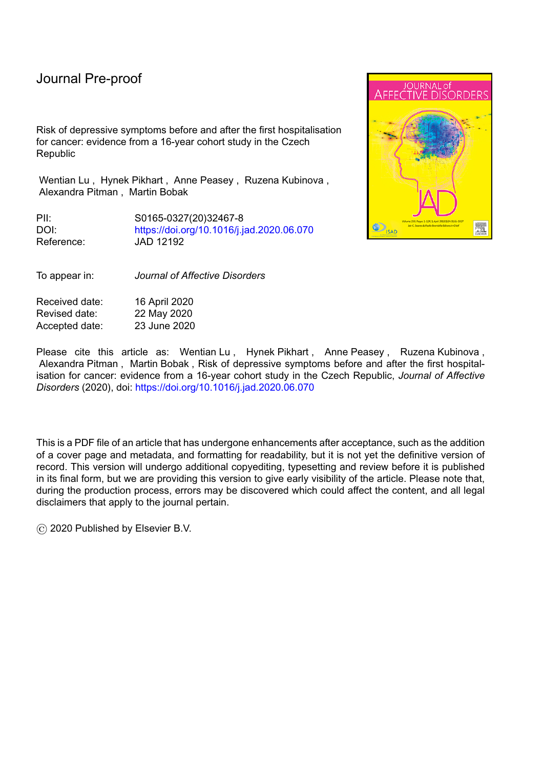Journal Pre-proof

Risk of depressive symptoms before and after the first hospitalisation for cancer: evidence from a 16-year cohort study in the Czech Republic

Wentian Lu , Hynek Pikhart , Anne Peasey , Ruzena Kubinova , Alexandra Pitman , Martin Bobak

| | |
|---|---|
| PII: | S0165-0327(20)32467-8 |
| DOI: | https://doi.org/10.1016/j.jad.2020.06.070 |
| Reference: | JAD 12192 |

| | |
|---|---|
| To appear in: | *Journal of Affective Disorders* |

| | |
|---|---|
| Received date: | 16 April 2020 |
| Revised date: | 22 May 2020 |
| Accepted date: | 23 June 2020 |

Please cite this article as: Wentian Lu , Hynek Pikhart , Anne Peasey , Ruzena Kubinova , Alexandra Pitman , Martin Bobak , Risk of depressive symptoms before and after the first hospitalisation for cancer: evidence from a 16-year cohort study in the Czech Republic, *Journal of Affective Disorders* (2020), doi: https://doi.org/10.1016/j.jad.2020.06.070

This is a PDF file of an article that has undergone enhancements after acceptance, such as the addition of a cover page and metadata, and formatting for readability, but it is not yet the definitive version of record. This version will undergo additional copyediting, typesetting and review before it is published in its final form, but we are providing this version to give early visibility of the article. Please note that, during the production process, errors may be discovered which could affect the content, and all legal disclaimers that apply to the journal pertain.

© 2020 Published by Elsevier B.V.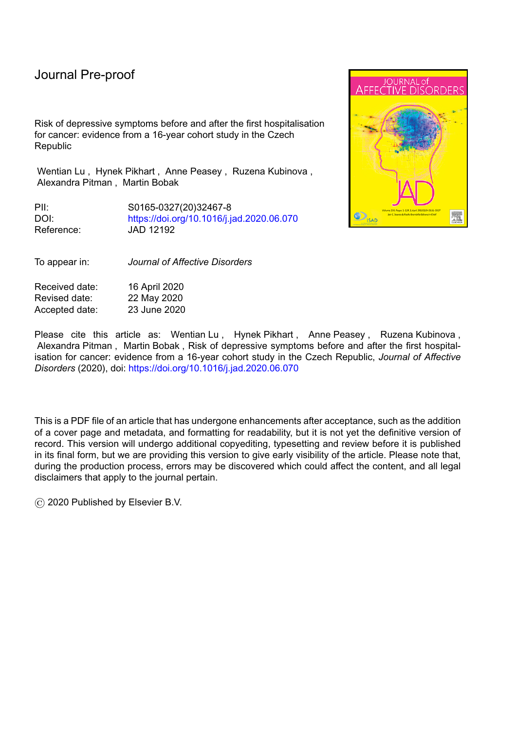Journal Pre-proof

Risk of depressive symptoms before and after the first hospitalisation for cancer: evidence from a 16-year cohort study in the Czech Republic

Wentian Lu , Hynek Pikhart , Anne Peasey , Ruzena Kubinova , Alexandra Pitman , Martin Bobak

| | |
|---|---|
| PII: | S0165-0327(20)32467-8 |
| DOI: | https://doi.org/10.1016/j.jad.2020.06.070 |
| Reference: | JAD 12192 |
| To appear in: | *Journal of Affective Disorders* |
| Received date: | 16 April 2020 |
| Revised date: | 22 May 2020 |
| Accepted date: | 23 June 2020 |

Please cite this article as: Wentian Lu , Hynek Pikhart , Anne Peasey , Ruzena Kubinova , Alexandra Pitman , Martin Bobak , Risk of depressive symptoms before and after the first hospitalisation for cancer: evidence from a 16-year cohort study in the Czech Republic, *Journal of Affective Disorders* (2020), doi: https://doi.org/10.1016/j.jad.2020.06.070

This is a PDF file of an article that has undergone enhancements after acceptance, such as the addition of a cover page and metadata, and formatting for readability, but it is not yet the definitive version of record. This version will undergo additional copyediting, typesetting and review before it is published in its final form, but we are providing this version to give early visibility of the article. Please note that, during the production process, errors may be discovered which could affect the content, and all legal disclaimers that apply to the journal pertain.

© 2020 Published by Elsevier B.V.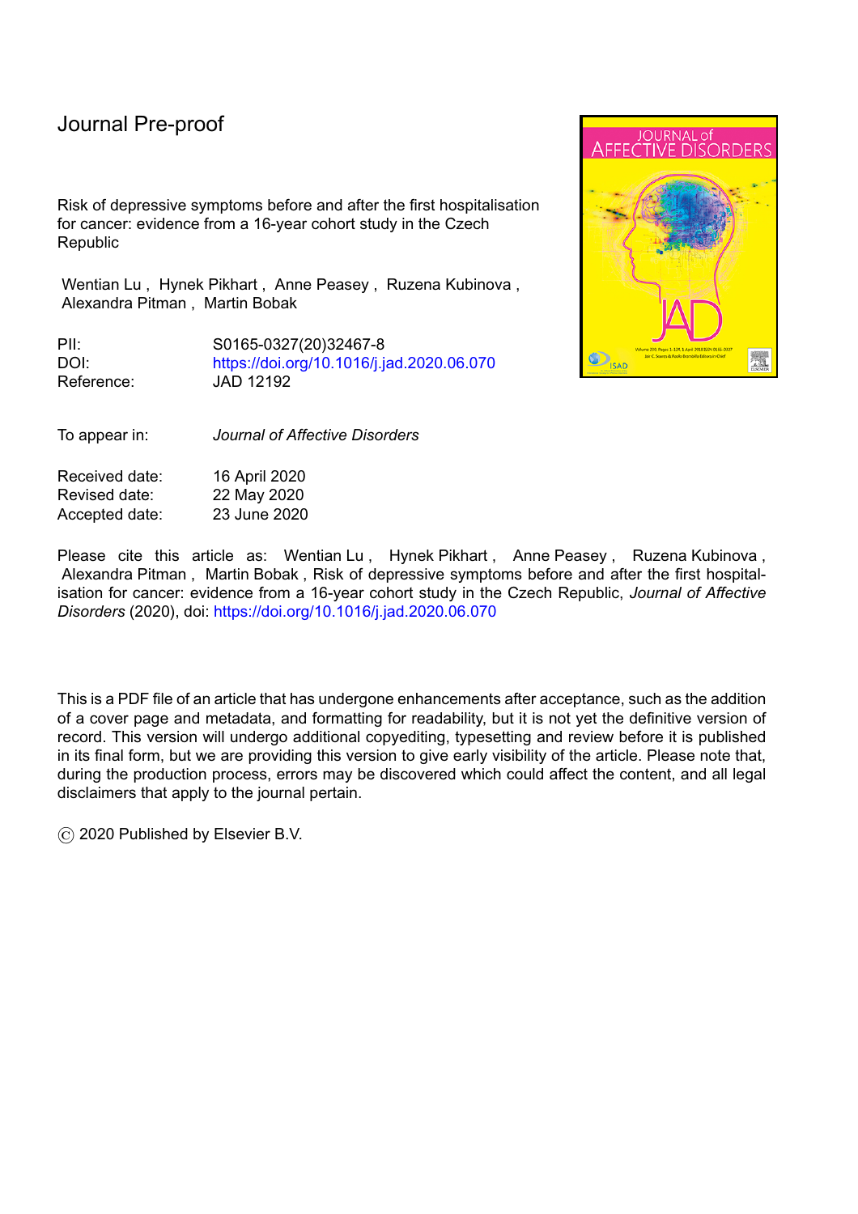Journal Pre-proof

Risk of depressive symptoms before and after the first hospitalisation for cancer: evidence from a 16-year cohort study in the Czech Republic

Wentian Lu , Hynek Pikhart , Anne Peasey , Ruzena Kubinova , Alexandra Pitman , Martin Bobak

| | |
|---|---|
| PII: | S0165-0327(20)32467-8 |
| DOI: | https://doi.org/10.1016/j.jad.2020.06.070 |
| Reference: | JAD 12192 |

| | |
|---|---|
| To appear in: | *Journal of Affective Disorders* |

| | |
|---|---|
| Received date: | 16 April 2020 |
| Revised date: | 22 May 2020 |
| Accepted date: | 23 June 2020 |

Please cite this article as: Wentian Lu , Hynek Pikhart , Anne Peasey , Ruzena Kubinova , Alexandra Pitman , Martin Bobak , Risk of depressive symptoms before and after the first hospitalisation for cancer: evidence from a 16-year cohort study in the Czech Republic, *Journal of Affective Disorders* (2020), doi: https://doi.org/10.1016/j.jad.2020.06.070

This is a PDF file of an article that has undergone enhancements after acceptance, such as the addition of a cover page and metadata, and formatting for readability, but it is not yet the definitive version of record. This version will undergo additional copyediting, typesetting and review before it is published in its final form, but we are providing this version to give early visibility of the article. Please note that, during the production process, errors may be discovered which could affect the content, and all legal disclaimers that apply to the journal pertain.

© 2020 Published by Elsevier B.V.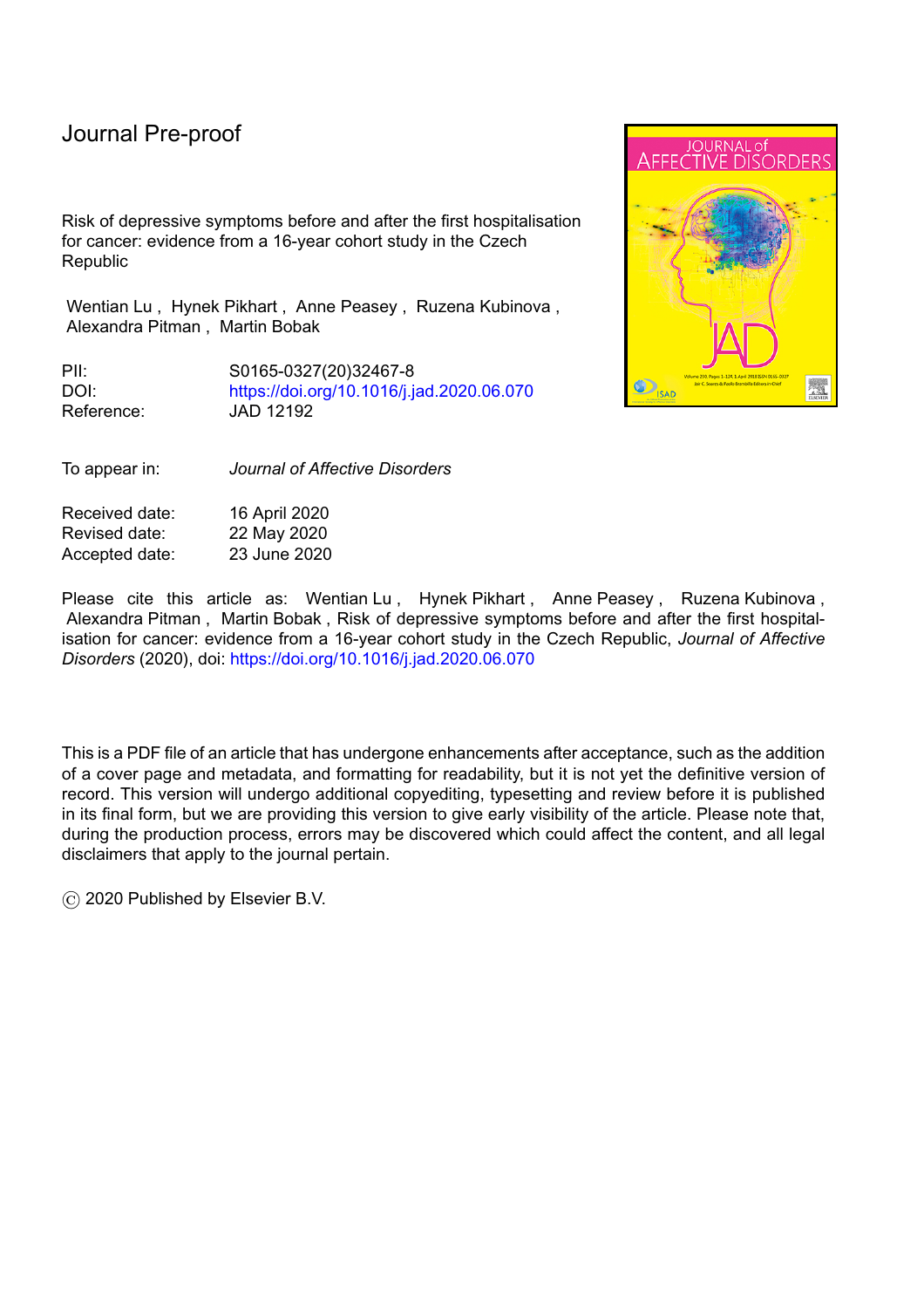Journal Pre-proof

Risk of depressive symptoms before and after the first hospitalisation for cancer: evidence from a 16-year cohort study in the Czech Republic

Wentian Lu , Hynek Pikhart , Anne Peasey , Ruzena Kubinova , Alexandra Pitman , Martin Bobak

| | |
|---|---|
| PII: | S0165-0327(20)32467-8 |
| DOI: | https://doi.org/10.1016/j.jad.2020.06.070 |
| Reference: | JAD 12192 |
| To appear in: | *Journal of Affective Disorders* |
| Received date: | 16 April 2020 |
| Revised date: | 22 May 2020 |
| Accepted date: | 23 June 2020 |

Please cite this article as: Wentian Lu , Hynek Pikhart , Anne Peasey , Ruzena Kubinova , Alexandra Pitman , Martin Bobak , Risk of depressive symptoms before and after the first hospitalisation for cancer: evidence from a 16-year cohort study in the Czech Republic, *Journal of Affective Disorders* (2020), doi: https://doi.org/10.1016/j.jad.2020.06.070

This is a PDF file of an article that has undergone enhancements after acceptance, such as the addition of a cover page and metadata, and formatting for readability, but it is not yet the definitive version of record. This version will undergo additional copyediting, typesetting and review before it is published in its final form, but we are providing this version to give early visibility of the article. Please note that, during the production process, errors may be discovered which could affect the content, and all legal disclaimers that apply to the journal pertain.

© 2020 Published by Elsevier B.V.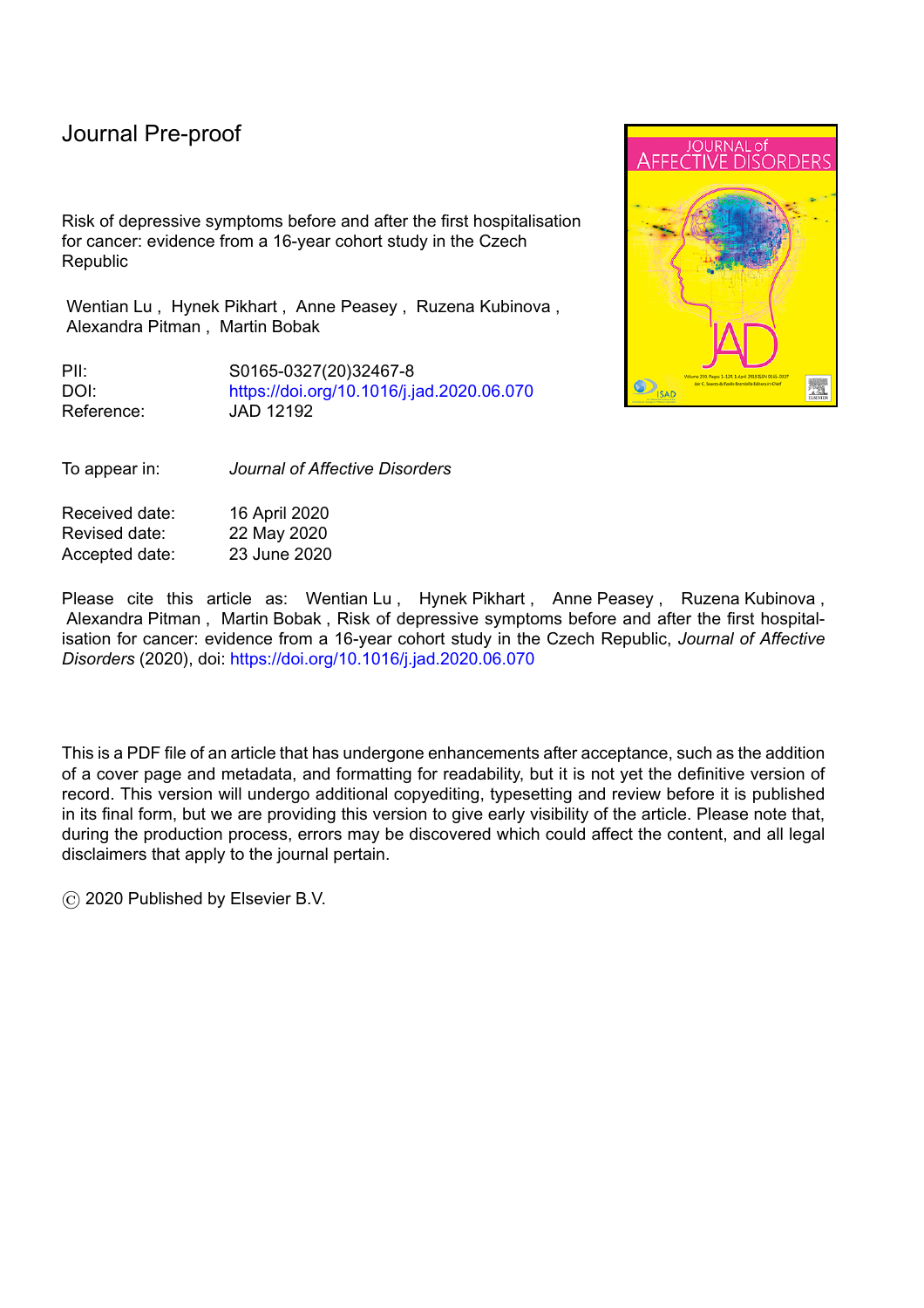Journal Pre-proof

Risk of depressive symptoms before and after the first hospitalisation for cancer: evidence from a 16-year cohort study in the Czech Republic

Wentian Lu , Hynek Pikhart , Anne Peasey , Ruzena Kubinova , Alexandra Pitman , Martin Bobak

| | |
|---|---|
| PII: | S0165-0327(20)32467-8 |
| DOI: | https://doi.org/10.1016/j.jad.2020.06.070 |
| Reference: | JAD 12192 |
| To appear in: | *Journal of Affective Disorders* |
| Received date: | 16 April 2020 |
| Revised date: | 22 May 2020 |
| Accepted date: | 23 June 2020 |

Please cite this article as: Wentian Lu , Hynek Pikhart , Anne Peasey , Ruzena Kubinova , Alexandra Pitman , Martin Bobak , Risk of depressive symptoms before and after the first hospitalisation for cancer: evidence from a 16-year cohort study in the Czech Republic, *Journal of Affective Disorders* (2020), doi: https://doi.org/10.1016/j.jad.2020.06.070

This is a PDF file of an article that has undergone enhancements after acceptance, such as the addition of a cover page and metadata, and formatting for readability, but it is not yet the definitive version of record. This version will undergo additional copyediting, typesetting and review before it is published in its final form, but we are providing this version to give early visibility of the article. Please note that, during the production process, errors may be discovered which could affect the content, and all legal disclaimers that apply to the journal pertain.

© 2020 Published by Elsevier B.V.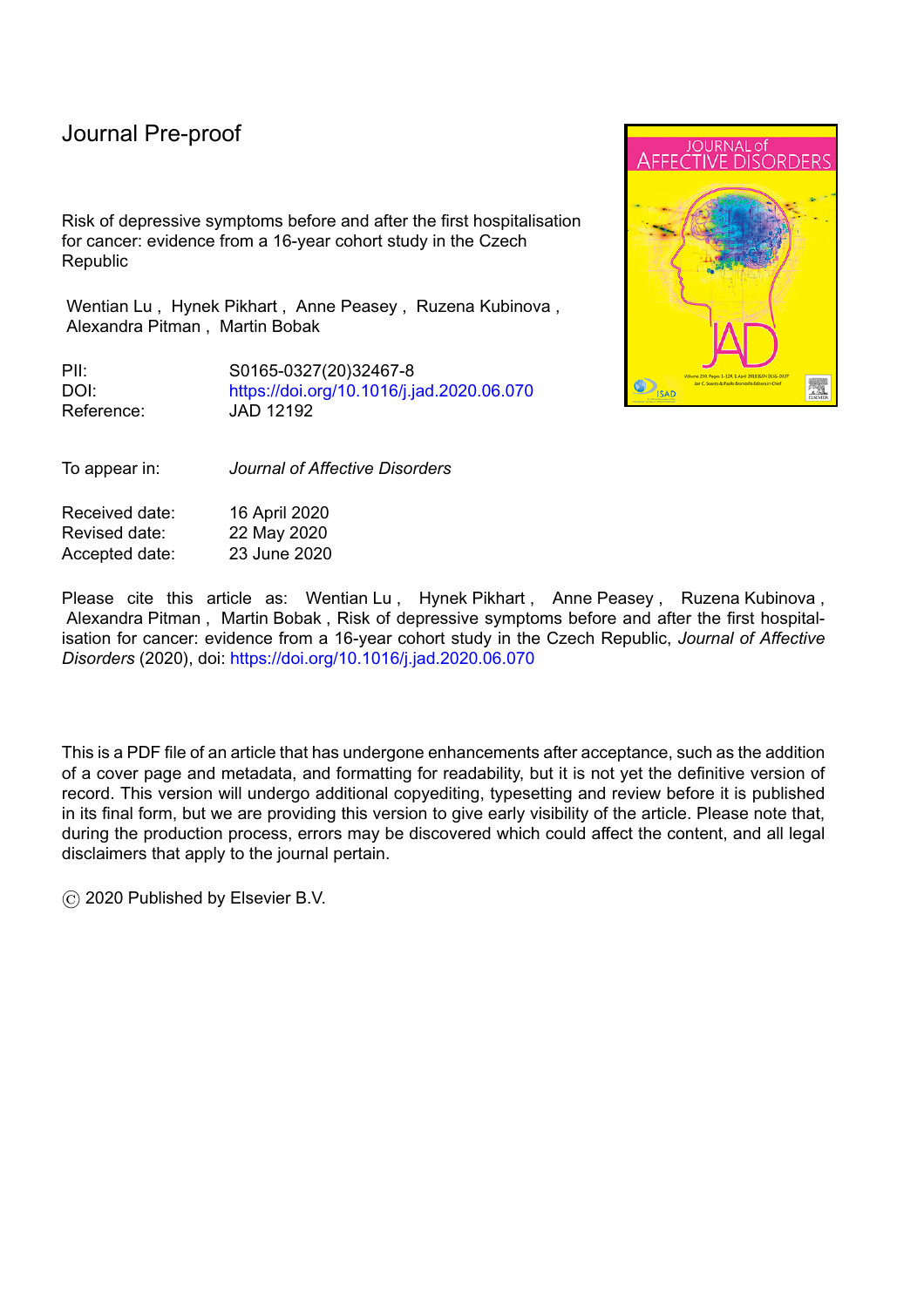Journal Pre-proof

Risk of depressive symptoms before and after the first hospitalisation for cancer: evidence from a 16-year cohort study in the Czech Republic

Wentian Lu , Hynek Pikhart , Anne Peasey , Ruzena Kubinova , Alexandra Pitman , Martin Bobak

| | |
|---|---|
| PII: | S0165-0327(20)32467-8 |
| DOI: | https://doi.org/10.1016/j.jad.2020.06.070 |
| Reference: | JAD 12192 |
| To appear in: | *Journal of Affective Disorders* |
| Received date: | 16 April 2020 |
| Revised date: | 22 May 2020 |
| Accepted date: | 23 June 2020 |

Please cite this article as: Wentian Lu , Hynek Pikhart , Anne Peasey , Ruzena Kubinova , Alexandra Pitman , Martin Bobak , Risk of depressive symptoms before and after the first hospitalisation for cancer: evidence from a 16-year cohort study in the Czech Republic, *Journal of Affective Disorders* (2020), doi: https://doi.org/10.1016/j.jad.2020.06.070

This is a PDF file of an article that has undergone enhancements after acceptance, such as the addition of a cover page and metadata, and formatting for readability, but it is not yet the definitive version of record. This version will undergo additional copyediting, typesetting and review before it is published in its final form, but we are providing this version to give early visibility of the article. Please note that, during the production process, errors may be discovered which could affect the content, and all legal disclaimers that apply to the journal pertain.

© 2020 Published by Elsevier B.V.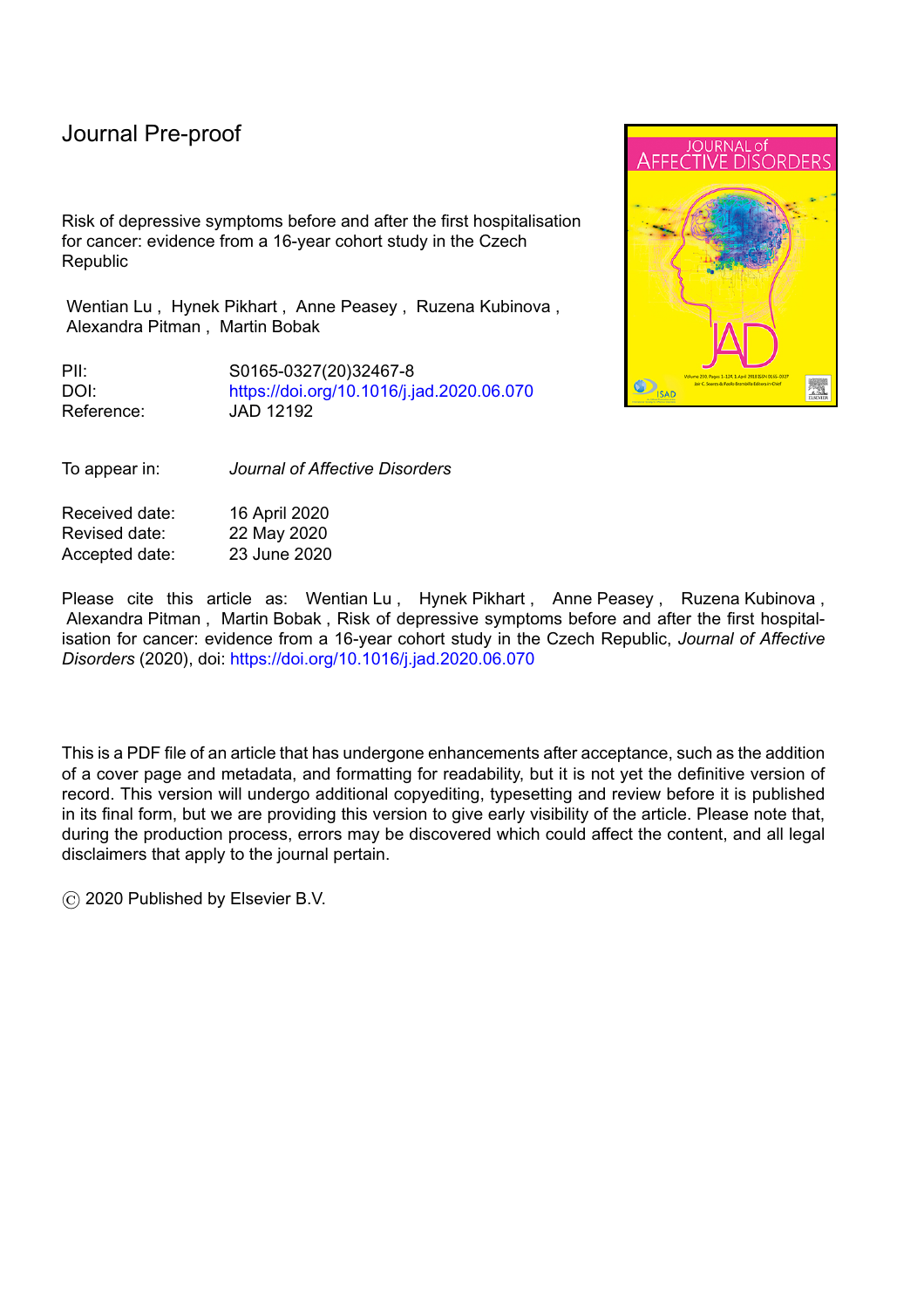Journal Pre-proof

Risk of depressive symptoms before and after the first hospitalisation for cancer: evidence from a 16-year cohort study in the Czech Republic

Wentian Lu , Hynek Pikhart , Anne Peasey , Ruzena Kubinova , Alexandra Pitman , Martin Bobak

| | |
|---|---|
| PII: | S0165-0327(20)32467-8 |
| DOI: | https://doi.org/10.1016/j.jad.2020.06.070 |
| Reference: | JAD 12192 |
| To appear in: | *Journal of Affective Disorders* |
| Received date: | 16 April 2020 |
| Revised date: | 22 May 2020 |
| Accepted date: | 23 June 2020 |

Please cite this article as: Wentian Lu , Hynek Pikhart , Anne Peasey , Ruzena Kubinova , Alexandra Pitman , Martin Bobak , Risk of depressive symptoms before and after the first hospitalisation for cancer: evidence from a 16-year cohort study in the Czech Republic, *Journal of Affective Disorders* (2020), doi: https://doi.org/10.1016/j.jad.2020.06.070

This is a PDF file of an article that has undergone enhancements after acceptance, such as the addition of a cover page and metadata, and formatting for readability, but it is not yet the definitive version of record. This version will undergo additional copyediting, typesetting and review before it is published in its final form, but we are providing this version to give early visibility of the article. Please note that, during the production process, errors may be discovered which could affect the content, and all legal disclaimers that apply to the journal pertain.

© 2020 Published by Elsevier B.V.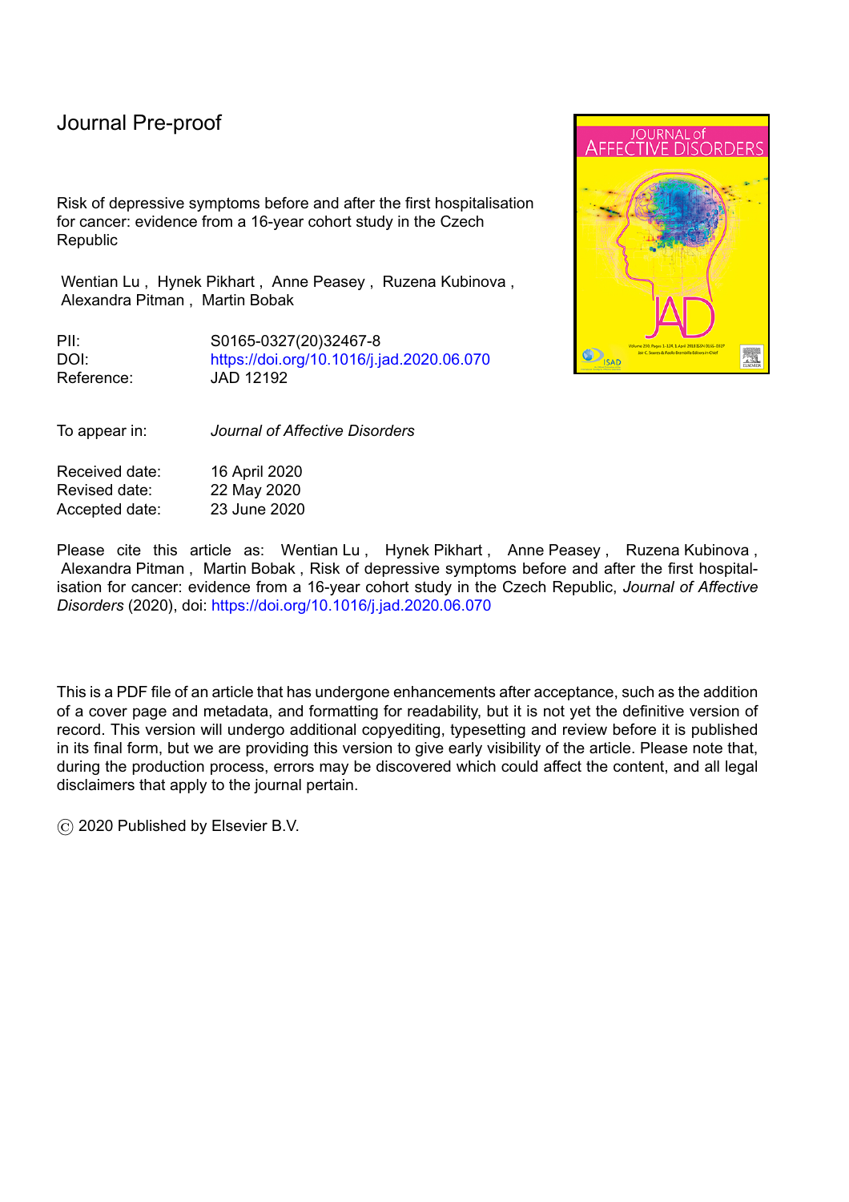Journal Pre-proof

Risk of depressive symptoms before and after the first hospitalisation for cancer: evidence from a 16-year cohort study in the Czech Republic

Wentian Lu , Hynek Pikhart , Anne Peasey , Ruzena Kubinova , Alexandra Pitman , Martin Bobak

| | |
|---|---|
| PII: | S0165-0327(20)32467-8 |
| DOI: | https://doi.org/10.1016/j.jad.2020.06.070 |
| Reference: | JAD 12192 |

| | |
|---|---|
| To appear in: | *Journal of Affective Disorders* |

| | |
|---|---|
| Received date: | 16 April 2020 |
| Revised date: | 22 May 2020 |
| Accepted date: | 23 June 2020 |

Please cite this article as: Wentian Lu , Hynek Pikhart , Anne Peasey , Ruzena Kubinova , Alexandra Pitman , Martin Bobak , Risk of depressive symptoms before and after the first hospitalisation for cancer: evidence from a 16-year cohort study in the Czech Republic, *Journal of Affective Disorders* (2020), doi: https://doi.org/10.1016/j.jad.2020.06.070

This is a PDF file of an article that has undergone enhancements after acceptance, such as the addition of a cover page and metadata, and formatting for readability, but it is not yet the definitive version of record. This version will undergo additional copyediting, typesetting and review before it is published in its final form, but we are providing this version to give early visibility of the article. Please note that, during the production process, errors may be discovered which could affect the content, and all legal disclaimers that apply to the journal pertain.

© 2020 Published by Elsevier B.V.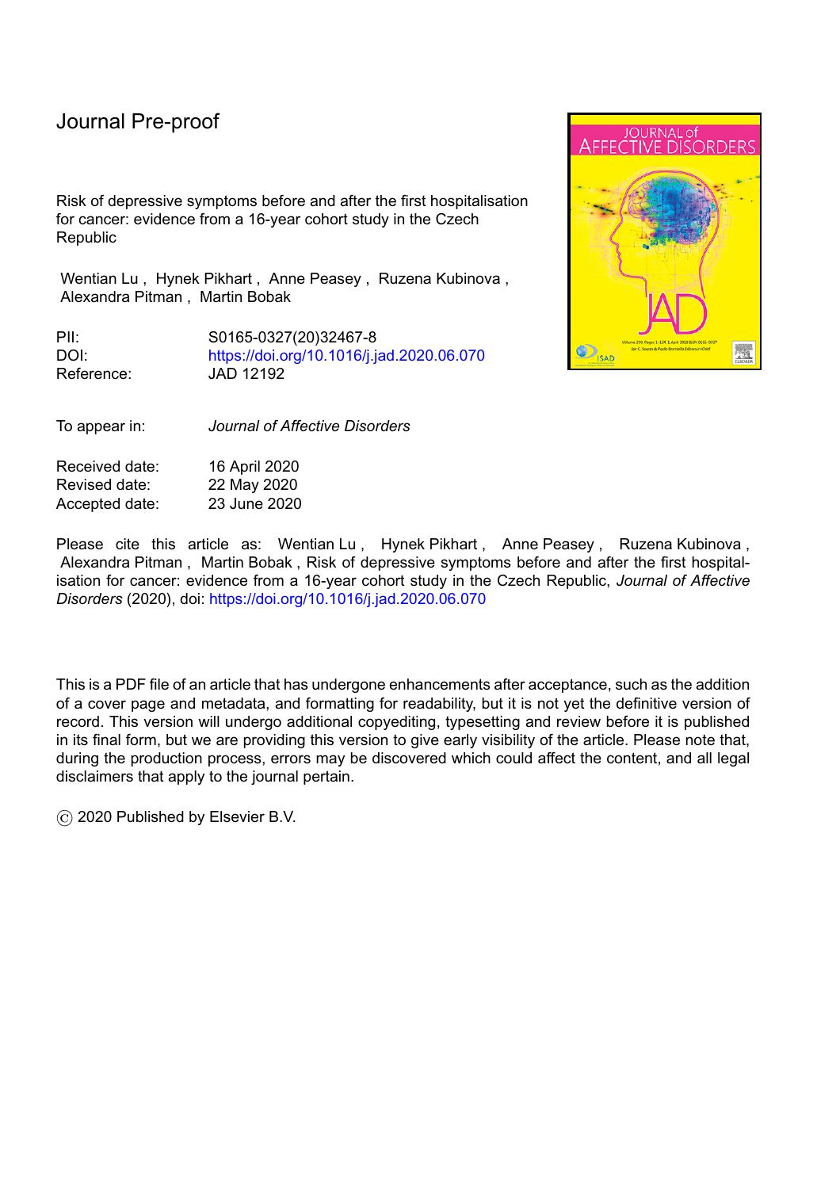Journal Pre-proof

Risk of depressive symptoms before and after the first hospitalisation for cancer: evidence from a 16-year cohort study in the Czech Republic

Wentian Lu , Hynek Pikhart , Anne Peasey , Ruzena Kubinova , Alexandra Pitman , Martin Bobak

| | |
|---|---|
| PII: | S0165-0327(20)32467-8 |
| DOI: | https://doi.org/10.1016/j.jad.2020.06.070 |
| Reference: | JAD 12192 |

| | |
|---|---|
| To appear in: | *Journal of Affective Disorders* |

| | |
|---|---|
| Received date: | 16 April 2020 |
| Revised date: | 22 May 2020 |
| Accepted date: | 23 June 2020 |

Please cite this article as: Wentian Lu , Hynek Pikhart , Anne Peasey , Ruzena Kubinova , Alexandra Pitman , Martin Bobak , Risk of depressive symptoms before and after the first hospitalisation for cancer: evidence from a 16-year cohort study in the Czech Republic, *Journal of Affective Disorders* (2020), doi: https://doi.org/10.1016/j.jad.2020.06.070

This is a PDF file of an article that has undergone enhancements after acceptance, such as the addition of a cover page and metadata, and formatting for readability, but it is not yet the definitive version of record. This version will undergo additional copyediting, typesetting and review before it is published in its final form, but we are providing this version to give early visibility of the article. Please note that, during the production process, errors may be discovered which could affect the content, and all legal disclaimers that apply to the journal pertain.

© 2020 Published by Elsevier B.V.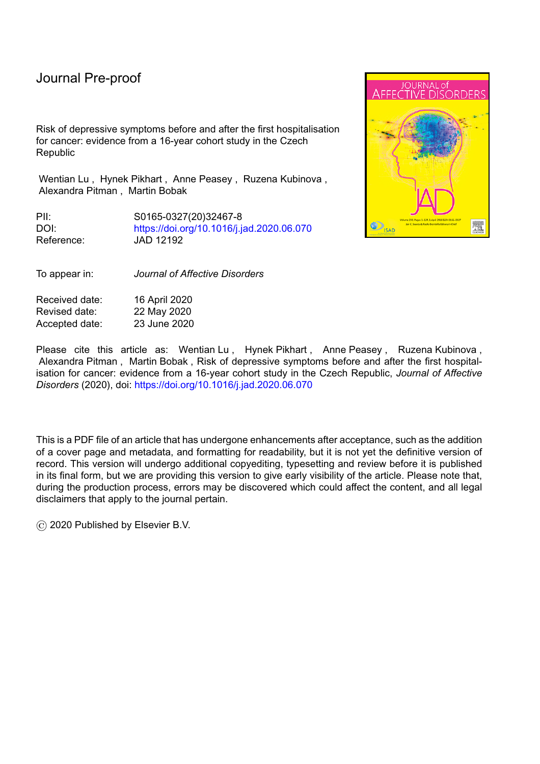Journal Pre-proof

Risk of depressive symptoms before and after the first hospitalisation for cancer: evidence from a 16-year cohort study in the Czech Republic

Wentian Lu , Hynek Pikhart , Anne Peasey , Ruzena Kubinova , Alexandra Pitman , Martin Bobak

| | |
|---|---|
| PII: | S0165-0327(20)32467-8 |
| DOI: | https://doi.org/10.1016/j.jad.2020.06.070 |
| Reference: | JAD 12192 |

| | |
|---|---|
| To appear in: | *Journal of Affective Disorders* |

| | |
|---|---|
| Received date: | 16 April 2020 |
| Revised date: | 22 May 2020 |
| Accepted date: | 23 June 2020 |

Please cite this article as: Wentian Lu , Hynek Pikhart , Anne Peasey , Ruzena Kubinova , Alexandra Pitman , Martin Bobak , Risk of depressive symptoms before and after the first hospitalisation for cancer: evidence from a 16-year cohort study in the Czech Republic, *Journal of Affective Disorders* (2020), doi: https://doi.org/10.1016/j.jad.2020.06.070

This is a PDF file of an article that has undergone enhancements after acceptance, such as the addition of a cover page and metadata, and formatting for readability, but it is not yet the definitive version of record. This version will undergo additional copyediting, typesetting and review before it is published in its final form, but we are providing this version to give early visibility of the article. Please note that, during the production process, errors may be discovered which could affect the content, and all legal disclaimers that apply to the journal pertain.

© 2020 Published by Elsevier B.V.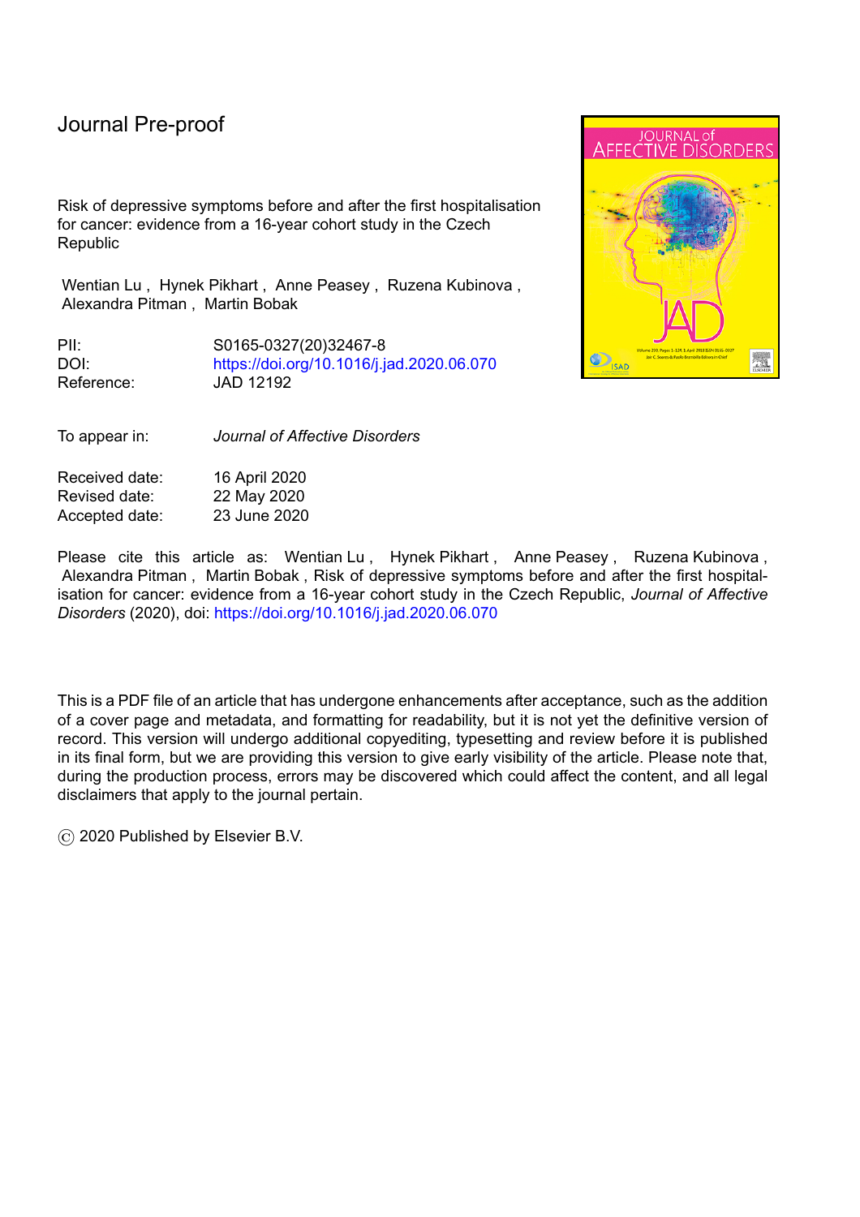Journal Pre-proof

Risk of depressive symptoms before and after the first hospitalisation for cancer: evidence from a 16-year cohort study in the Czech Republic

Wentian Lu , Hynek Pikhart , Anne Peasey , Ruzena Kubinova , Alexandra Pitman , Martin Bobak

PII: S0165-0327(20)32467-8
DOI: https://doi.org/10.1016/j.jad.2020.06.070
Reference: JAD 12192

To appear in: *Journal of Affective Disorders*

Received date: 16 April 2020
Revised date: 22 May 2020
Accepted date: 23 June 2020

Please cite this article as: Wentian Lu , Hynek Pikhart , Anne Peasey , Ruzena Kubinova , Alexandra Pitman , Martin Bobak , Risk of depressive symptoms before and after the first hospitalisation for cancer: evidence from a 16-year cohort study in the Czech Republic, *Journal of Affective Disorders* (2020), doi: https://doi.org/10.1016/j.jad.2020.06.070

This is a PDF file of an article that has undergone enhancements after acceptance, such as the addition of a cover page and metadata, and formatting for readability, but it is not yet the definitive version of record. This version will undergo additional copyediting, typesetting and review before it is published in its final form, but we are providing this version to give early visibility of the article. Please note that, during the production process, errors may be discovered which could affect the content, and all legal disclaimers that apply to the journal pertain.

© 2020 Published by Elsevier B.V.